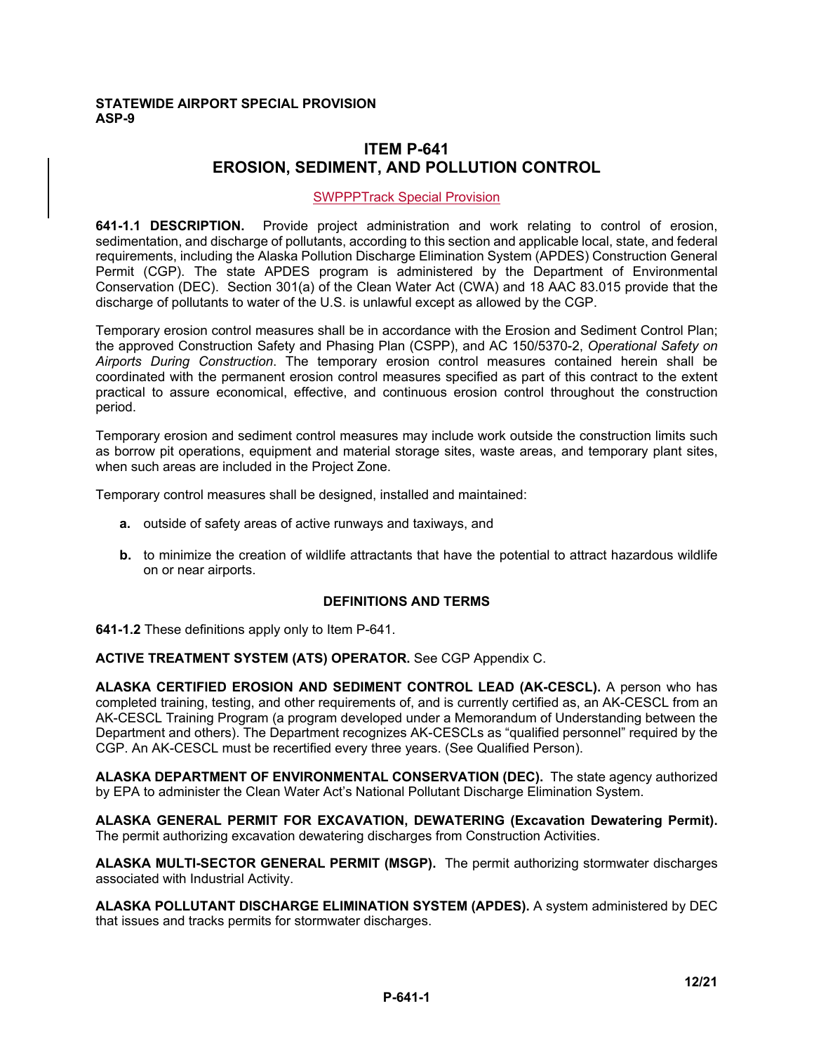**STATEWIDE AIRPORT SPECIAL PROVISION**
**ASP-9**

# ITEM P-641
# EROSION, SEDIMENT, AND POLLUTION CONTROL

SWPPPTrack Special Provision

**641-1.1 DESCRIPTION.** Provide project administration and work relating to control of erosion, sedimentation, and discharge of pollutants, according to this section and applicable local, state, and federal requirements, including the Alaska Pollution Discharge Elimination System (APDES) Construction General Permit (CGP). The state APDES program is administered by the Department of Environmental Conservation (DEC). Section 301(a) of the Clean Water Act (CWA) and 18 AAC 83.015 provide that the discharge of pollutants to water of the U.S. is unlawful except as allowed by the CGP.

Temporary erosion control measures shall be in accordance with the Erosion and Sediment Control Plan; the approved Construction Safety and Phasing Plan (CSPP), and AC 150/5370-2, *Operational Safety on Airports During Construction*. The temporary erosion control measures contained herein shall be coordinated with the permanent erosion control measures specified as part of this contract to the extent practical to assure economical, effective, and continuous erosion control throughout the construction period.

Temporary erosion and sediment control measures may include work outside the construction limits such as borrow pit operations, equipment and material storage sites, waste areas, and temporary plant sites, when such areas are included in the Project Zone.

Temporary control measures shall be designed, installed and maintained:

**a.** outside of safety areas of active runways and taxiways, and

**b.** to minimize the creation of wildlife attractants that have the potential to attract hazardous wildlife on or near airports.

## DEFINITIONS AND TERMS

**641-1.2** These definitions apply only to Item P-641.

**ACTIVE TREATMENT SYSTEM (ATS) OPERATOR.** See CGP Appendix C.

**ALASKA CERTIFIED EROSION AND SEDIMENT CONTROL LEAD (AK-CESCL).** A person who has completed training, testing, and other requirements of, and is currently certified as, an AK-CESCL from an AK-CESCL Training Program (a program developed under a Memorandum of Understanding between the Department and others). The Department recognizes AK-CESCLs as "qualified personnel" required by the CGP. An AK-CESCL must be recertified every three years. (See Qualified Person).

**ALASKA DEPARTMENT OF ENVIRONMENTAL CONSERVATION (DEC).** The state agency authorized by EPA to administer the Clean Water Act's National Pollutant Discharge Elimination System.

**ALASKA GENERAL PERMIT FOR EXCAVATION, DEWATERING (Excavation Dewatering Permit).** The permit authorizing excavation dewatering discharges from Construction Activities.

**ALASKA MULTI-SECTOR GENERAL PERMIT (MSGP).** The permit authorizing stormwater discharges associated with Industrial Activity.

**ALASKA POLLUTANT DISCHARGE ELIMINATION SYSTEM (APDES).** A system administered by DEC that issues and tracks permits for stormwater discharges.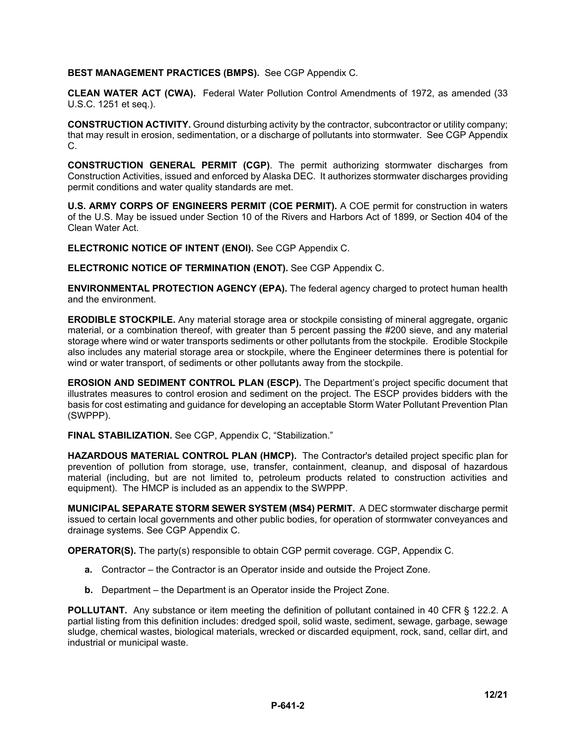**BEST MANAGEMENT PRACTICES (BMPS).** See CGP Appendix C.

**CLEAN WATER ACT (CWA).** Federal Water Pollution Control Amendments of 1972, as amended (33 U.S.C. 1251 et seq.).

**CONSTRUCTION ACTIVITY.** Ground disturbing activity by the contractor, subcontractor or utility company; that may result in erosion, sedimentation, or a discharge of pollutants into stormwater. See CGP Appendix C.

**CONSTRUCTION GENERAL PERMIT (CGP)**. The permit authorizing stormwater discharges from Construction Activities, issued and enforced by Alaska DEC. It authorizes stormwater discharges providing permit conditions and water quality standards are met.

**U.S. ARMY CORPS OF ENGINEERS PERMIT (COE PERMIT).** A COE permit for construction in waters of the U.S. May be issued under Section 10 of the Rivers and Harbors Act of 1899, or Section 404 of the Clean Water Act.

**ELECTRONIC NOTICE OF INTENT (ENOI).** See CGP Appendix C.

**ELECTRONIC NOTICE OF TERMINATION (ENOT).** See CGP Appendix C.

**ENVIRONMENTAL PROTECTION AGENCY (EPA).** The federal agency charged to protect human health and the environment.

**ERODIBLE STOCKPILE.** Any material storage area or stockpile consisting of mineral aggregate, organic material, or a combination thereof, with greater than 5 percent passing the #200 sieve, and any material storage where wind or water transports sediments or other pollutants from the stockpile. Erodible Stockpile also includes any material storage area or stockpile, where the Engineer determines there is potential for wind or water transport, of sediments or other pollutants away from the stockpile.

**EROSION AND SEDIMENT CONTROL PLAN (ESCP).** The Department's project specific document that illustrates measures to control erosion and sediment on the project. The ESCP provides bidders with the basis for cost estimating and guidance for developing an acceptable Storm Water Pollutant Prevention Plan (SWPPP).

**FINAL STABILIZATION.** See CGP, Appendix C, "Stabilization."

**HAZARDOUS MATERIAL CONTROL PLAN (HMCP).** The Contractor's detailed project specific plan for prevention of pollution from storage, use, transfer, containment, cleanup, and disposal of hazardous material (including, but are not limited to, petroleum products related to construction activities and equipment). The HMCP is included as an appendix to the SWPPP.

**MUNICIPAL SEPARATE STORM SEWER SYSTEM (MS4) PERMIT.** A DEC stormwater discharge permit issued to certain local governments and other public bodies, for operation of stormwater conveyances and drainage systems. See CGP Appendix C.

**OPERATOR(S).** The party(s) responsible to obtain CGP permit coverage. CGP, Appendix C.

- **a.** Contractor – the Contractor is an Operator inside and outside the Project Zone.
- **b.** Department – the Department is an Operator inside the Project Zone.

**POLLUTANT.** Any substance or item meeting the definition of pollutant contained in 40 CFR § 122.2. A partial listing from this definition includes: dredged spoil, solid waste, sediment, sewage, garbage, sewage sludge, chemical wastes, biological materials, wrecked or discarded equipment, rock, sand, cellar dirt, and industrial or municipal waste.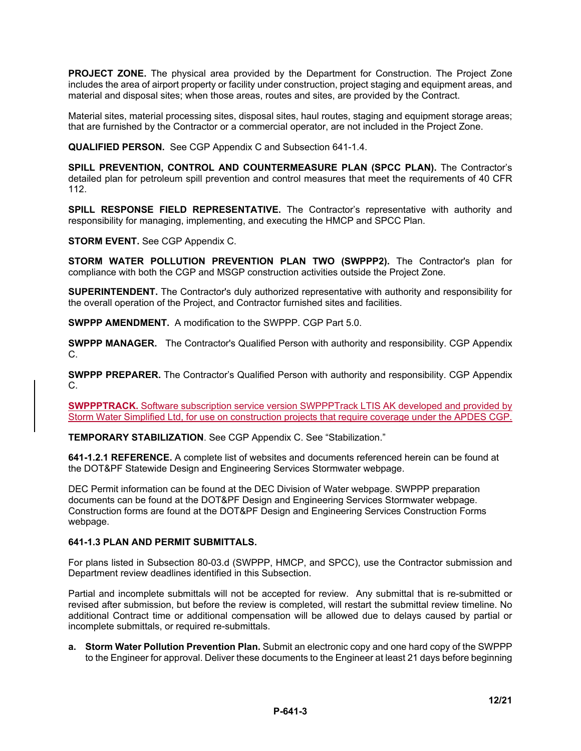**PROJECT ZONE.** The physical area provided by the Department for Construction. The Project Zone includes the area of airport property or facility under construction, project staging and equipment areas, and material and disposal sites; when those areas, routes and sites, are provided by the Contract.

Material sites, material processing sites, disposal sites, haul routes, staging and equipment storage areas; that are furnished by the Contractor or a commercial operator, are not included in the Project Zone.

**QUALIFIED PERSON.** See CGP Appendix C and Subsection 641-1.4.

**SPILL PREVENTION, CONTROL AND COUNTERMEASURE PLAN (SPCC PLAN).** The Contractor's detailed plan for petroleum spill prevention and control measures that meet the requirements of 40 CFR 112.

**SPILL RESPONSE FIELD REPRESENTATIVE.** The Contractor's representative with authority and responsibility for managing, implementing, and executing the HMCP and SPCC Plan.

**STORM EVENT.** See CGP Appendix C.

**STORM WATER POLLUTION PREVENTION PLAN TWO (SWPPP2).** The Contractor's plan for compliance with both the CGP and MSGP construction activities outside the Project Zone.

**SUPERINTENDENT.** The Contractor's duly authorized representative with authority and responsibility for the overall operation of the Project, and Contractor furnished sites and facilities.

**SWPPP AMENDMENT.** A modification to the SWPPP. CGP Part 5.0.

**SWPPP MANAGER.** The Contractor's Qualified Person with authority and responsibility. CGP Appendix C.

**SWPPP PREPARER.** The Contractor's Qualified Person with authority and responsibility. CGP Appendix C.

**SWPPPTRACK.** Software subscription service version SWPPPTrack LTIS AK developed and provided by Storm Water Simplified Ltd, for use on construction projects that require coverage under the APDES CGP.

**TEMPORARY STABILIZATION**. See CGP Appendix C. See "Stabilization."

**641-1.2.1 REFERENCE.** A complete list of websites and documents referenced herein can be found at the DOT&PF Statewide Design and Engineering Services Stormwater webpage.

DEC Permit information can be found at the DEC Division of Water webpage. SWPPP preparation documents can be found at the DOT&PF Design and Engineering Services Stormwater webpage. Construction forms are found at the DOT&PF Design and Engineering Services Construction Forms webpage.

**641-1.3 PLAN AND PERMIT SUBMITTALS.**

For plans listed in Subsection 80-03.d (SWPPP, HMCP, and SPCC), use the Contractor submission and Department review deadlines identified in this Subsection.

Partial and incomplete submittals will not be accepted for review. Any submittal that is re-submitted or revised after submission, but before the review is completed, will restart the submittal review timeline. No additional Contract time or additional compensation will be allowed due to delays caused by partial or incomplete submittals, or required re-submittals.

a. **Storm Water Pollution Prevention Plan.** Submit an electronic copy and one hard copy of the SWPPP to the Engineer for approval. Deliver these documents to the Engineer at least 21 days before beginning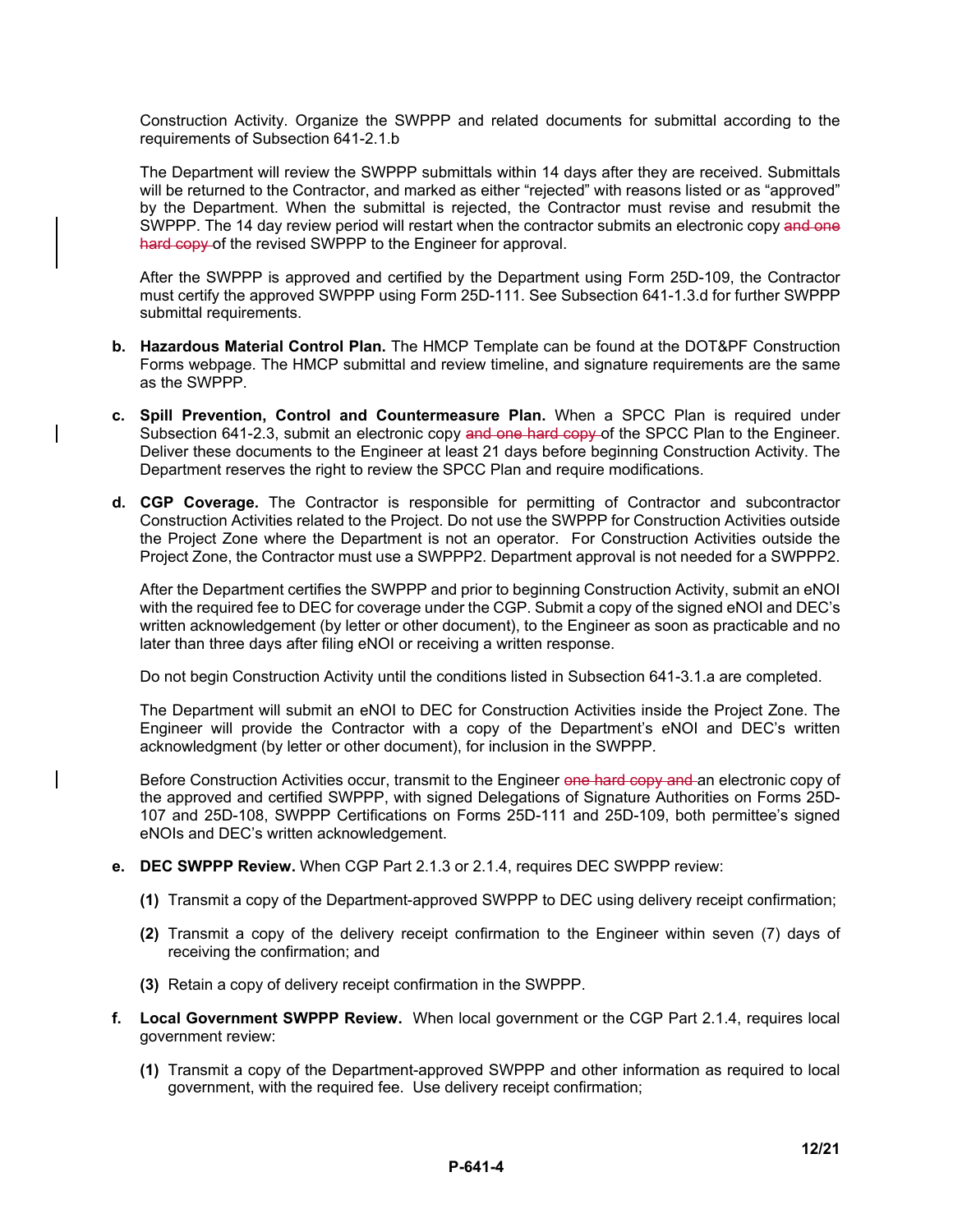Construction Activity. Organize the SWPPP and related documents for submittal according to the requirements of Subsection 641-2.1.b

The Department will review the SWPPP submittals within 14 days after they are received. Submittals will be returned to the Contractor, and marked as either "rejected" with reasons listed or as "approved" by the Department. When the submittal is rejected, the Contractor must revise and resubmit the SWPPP. The 14 day review period will restart when the contractor submits an electronic copy ~~and one hard copy~~ of the revised SWPPP to the Engineer for approval.

After the SWPPP is approved and certified by the Department using Form 25D-109, the Contractor must certify the approved SWPPP using Form 25D-111. See Subsection 641-1.3.d for further SWPPP submittal requirements.

**b. Hazardous Material Control Plan.** The HMCP Template can be found at the DOT&PF Construction Forms webpage. The HMCP submittal and review timeline, and signature requirements are the same as the SWPPP.

**c. Spill Prevention, Control and Countermeasure Plan.** When a SPCC Plan is required under Subsection 641-2.3, submit an electronic copy ~~and one hard copy~~ of the SPCC Plan to the Engineer. Deliver these documents to the Engineer at least 21 days before beginning Construction Activity. The Department reserves the right to review the SPCC Plan and require modifications.

**d. CGP Coverage.** The Contractor is responsible for permitting of Contractor and subcontractor Construction Activities related to the Project. Do not use the SWPPP for Construction Activities outside the Project Zone where the Department is not an operator. For Construction Activities outside the Project Zone, the Contractor must use a SWPPP2. Department approval is not needed for a SWPPP2.

After the Department certifies the SWPPP and prior to beginning Construction Activity, submit an eNOI with the required fee to DEC for coverage under the CGP. Submit a copy of the signed eNOI and DEC's written acknowledgement (by letter or other document), to the Engineer as soon as practicable and no later than three days after filing eNOI or receiving a written response.

Do not begin Construction Activity until the conditions listed in Subsection 641-3.1.a are completed.

The Department will submit an eNOI to DEC for Construction Activities inside the Project Zone. The Engineer will provide the Contractor with a copy of the Department's eNOI and DEC's written acknowledgment (by letter or other document), for inclusion in the SWPPP.

Before Construction Activities occur, transmit to the Engineer ~~one hard copy and~~ an electronic copy of the approved and certified SWPPP, with signed Delegations of Signature Authorities on Forms 25D-107 and 25D-108, SWPPP Certifications on Forms 25D-111 and 25D-109, both permittee's signed eNOIs and DEC's written acknowledgement.

**e. DEC SWPPP Review.** When CGP Part 2.1.3 or 2.1.4, requires DEC SWPPP review:

**(1)** Transmit a copy of the Department-approved SWPPP to DEC using delivery receipt confirmation;

**(2)** Transmit a copy of the delivery receipt confirmation to the Engineer within seven (7) days of receiving the confirmation; and

**(3)** Retain a copy of delivery receipt confirmation in the SWPPP.

**f. Local Government SWPPP Review.** When local government or the CGP Part 2.1.4, requires local government review:

**(1)** Transmit a copy of the Department-approved SWPPP and other information as required to local government, with the required fee. Use delivery receipt confirmation;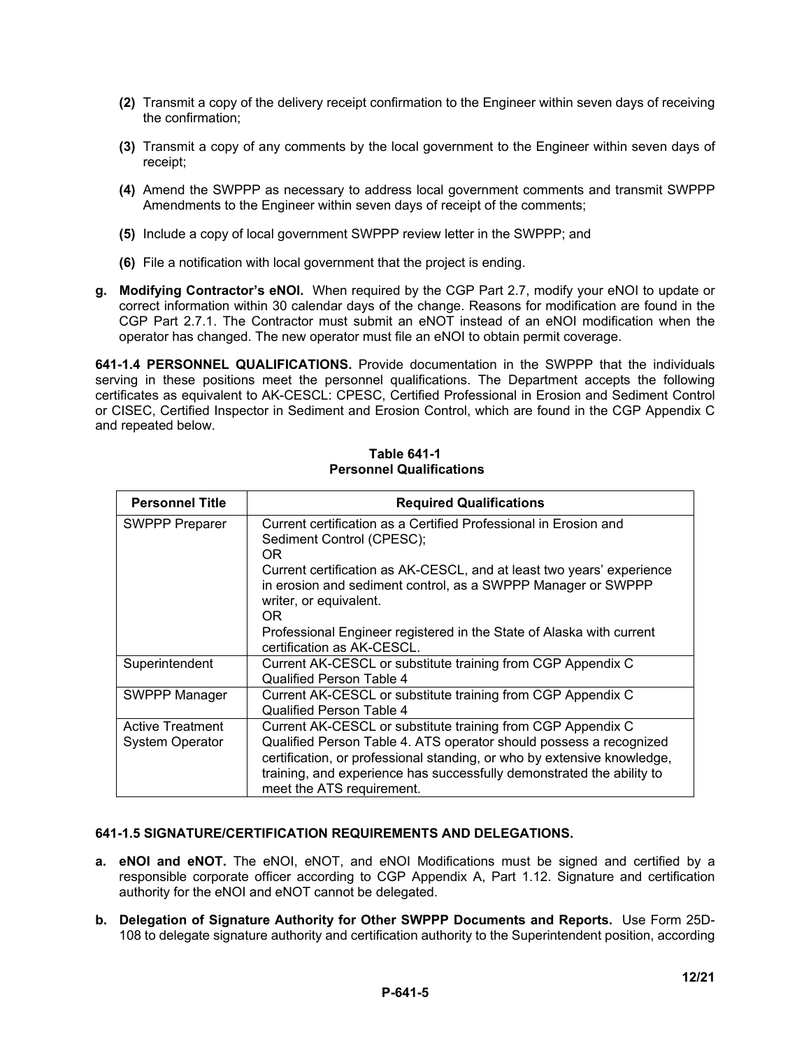**(2)** Transmit a copy of the delivery receipt confirmation to the Engineer within seven days of receiving the confirmation;

**(3)** Transmit a copy of any comments by the local government to the Engineer within seven days of receipt;

**(4)** Amend the SWPPP as necessary to address local government comments and transmit SWPPP Amendments to the Engineer within seven days of receipt of the comments;

**(5)** Include a copy of local government SWPPP review letter in the SWPPP; and

**(6)** File a notification with local government that the project is ending.

**g. Modifying Contractor's eNOI.** When required by the CGP Part 2.7, modify your eNOI to update or correct information within 30 calendar days of the change. Reasons for modification are found in the CGP Part 2.7.1. The Contractor must submit an eNOT instead of an eNOI modification when the operator has changed. The new operator must file an eNOI to obtain permit coverage.

**641-1.4 PERSONNEL QUALIFICATIONS.** Provide documentation in the SWPPP that the individuals serving in these positions meet the personnel qualifications. The Department accepts the following certificates as equivalent to AK-CESCL: CPESC, Certified Professional in Erosion and Sediment Control or CISEC, Certified Inspector in Sediment and Erosion Control, which are found in the CGP Appendix C and repeated below.

**Table 641-1**
**Personnel Qualifications**

| Personnel Title | Required Qualifications |
|---|---|
| SWPPP Preparer | Current certification as a Certified Professional in Erosion and Sediment Control (CPESC);<br>OR<br>Current certification as AK-CESCL, and at least two years' experience in erosion and sediment control, as a SWPPP Manager or SWPPP writer, or equivalent.<br>OR<br>Professional Engineer registered in the State of Alaska with current certification as AK-CESCL. |
| Superintendent | Current AK-CESCL or substitute training from CGP Appendix C Qualified Person Table 4 |
| SWPPP Manager | Current AK-CESCL or substitute training from CGP Appendix C Qualified Person Table 4 |
| Active Treatment System Operator | Current AK-CESCL or substitute training from CGP Appendix C Qualified Person Table 4. ATS operator should possess a recognized certification, or professional standing, or who by extensive knowledge, training, and experience has successfully demonstrated the ability to meet the ATS requirement. |

**641-1.5 SIGNATURE/CERTIFICATION REQUIREMENTS AND DELEGATIONS.**

**a. eNOI and eNOT.** The eNOI, eNOT, and eNOI Modifications must be signed and certified by a responsible corporate officer according to CGP Appendix A, Part 1.12. Signature and certification authority for the eNOI and eNOT cannot be delegated.

**b. Delegation of Signature Authority for Other SWPPP Documents and Reports.** Use Form 25D-108 to delegate signature authority and certification authority to the Superintendent position, according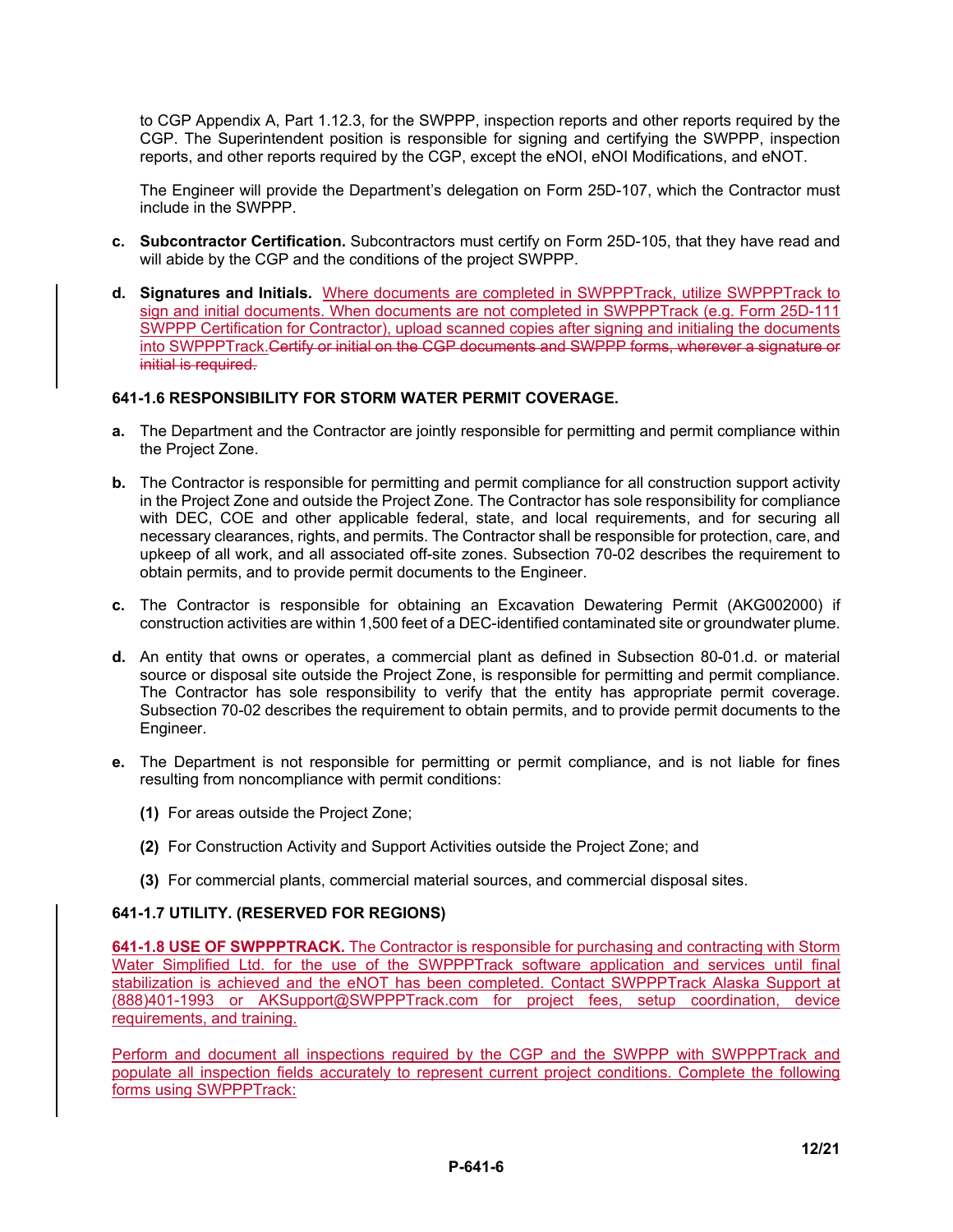to CGP Appendix A, Part 1.12.3, for the SWPPP, inspection reports and other reports required by the CGP. The Superintendent position is responsible for signing and certifying the SWPPP, inspection reports, and other reports required by the CGP, except the eNOI, eNOI Modifications, and eNOT.

The Engineer will provide the Department's delegation on Form 25D-107, which the Contractor must include in the SWPPP.

**c. Subcontractor Certification.** Subcontractors must certify on Form 25D-105, that they have read and will abide by the CGP and the conditions of the project SWPPP.

**d. Signatures and Initials.** Where documents are completed in SWPPPTrack, utilize SWPPPTrack to sign and initial documents. When documents are not completed in SWPPPTrack (e.g. Form 25D-111 SWPPP Certification for Contractor), upload scanned copies after signing and initialing the documents into SWPPPTrack.~~Certify or initial on the CGP documents and SWPPP forms, wherever a signature or initial is required.~~

**641-1.6 RESPONSIBILITY FOR STORM WATER PERMIT COVERAGE.**

**a.** The Department and the Contractor are jointly responsible for permitting and permit compliance within the Project Zone.

**b.** The Contractor is responsible for permitting and permit compliance for all construction support activity in the Project Zone and outside the Project Zone. The Contractor has sole responsibility for compliance with DEC, COE and other applicable federal, state, and local requirements, and for securing all necessary clearances, rights, and permits. The Contractor shall be responsible for protection, care, and upkeep of all work, and all associated off-site zones. Subsection 70-02 describes the requirement to obtain permits, and to provide permit documents to the Engineer.

**c.** The Contractor is responsible for obtaining an Excavation Dewatering Permit (AKG002000) if construction activities are within 1,500 feet of a DEC-identified contaminated site or groundwater plume.

**d.** An entity that owns or operates, a commercial plant as defined in Subsection 80-01.d. or material source or disposal site outside the Project Zone, is responsible for permitting and permit compliance. The Contractor has sole responsibility to verify that the entity has appropriate permit coverage. Subsection 70-02 describes the requirement to obtain permits, and to provide permit documents to the Engineer.

**e.** The Department is not responsible for permitting or permit compliance, and is not liable for fines resulting from noncompliance with permit conditions:

**(1)** For areas outside the Project Zone;

**(2)** For Construction Activity and Support Activities outside the Project Zone; and

**(3)** For commercial plants, commercial material sources, and commercial disposal sites.

**641-1.7 UTILITY. (RESERVED FOR REGIONS)**

**641-1.8 USE OF SWPPPTRACK.** The Contractor is responsible for purchasing and contracting with Storm Water Simplified Ltd. for the use of the SWPPPTrack software application and services until final stabilization is achieved and the eNOT has been completed. Contact SWPPPTrack Alaska Support at (888)401-1993 or AKSupport@SWPPPTrack.com for project fees, setup coordination, device requirements, and training.

Perform and document all inspections required by the CGP and the SWPPP with SWPPPTrack and populate all inspection fields accurately to represent current project conditions. Complete the following forms using SWPPPTrack: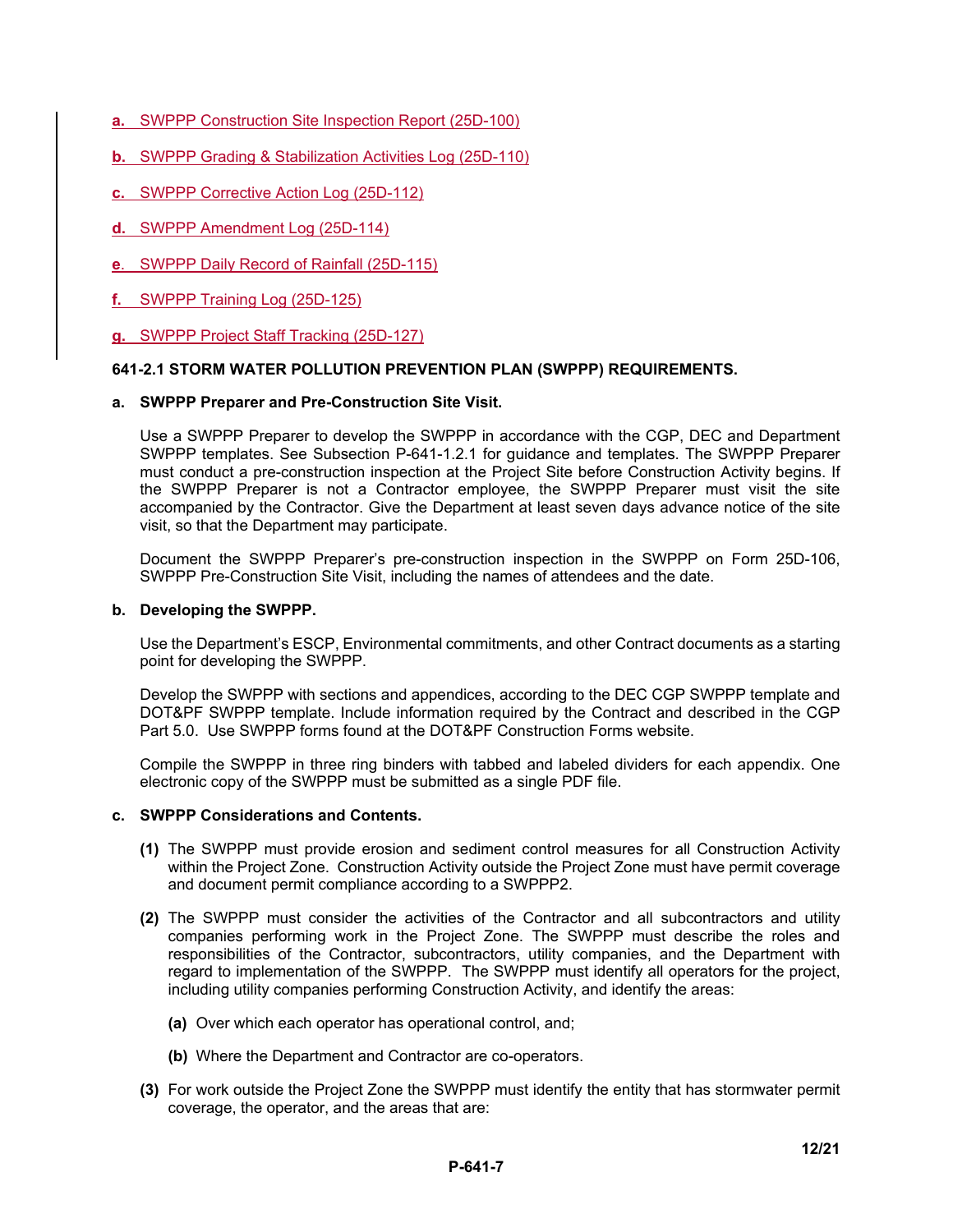**a.** SWPPP Construction Site Inspection Report (25D-100)

**b.** SWPPP Grading & Stabilization Activities Log (25D-110)

**c.** SWPPP Corrective Action Log (25D-112)

**d.** SWPPP Amendment Log (25D-114)

**e.** SWPPP Daily Record of Rainfall (25D-115)

**f.** SWPPP Training Log (25D-125)

**g.** SWPPP Project Staff Tracking (25D-127)

**641-2.1 STORM WATER POLLUTION PREVENTION PLAN (SWPPP) REQUIREMENTS.**

**a. SWPPP Preparer and Pre-Construction Site Visit.**

Use a SWPPP Preparer to develop the SWPPP in accordance with the CGP, DEC and Department SWPPP templates. See Subsection P-641-1.2.1 for guidance and templates. The SWPPP Preparer must conduct a pre-construction inspection at the Project Site before Construction Activity begins. If the SWPPP Preparer is not a Contractor employee, the SWPPP Preparer must visit the site accompanied by the Contractor. Give the Department at least seven days advance notice of the site visit, so that the Department may participate.

Document the SWPPP Preparer's pre-construction inspection in the SWPPP on Form 25D-106, SWPPP Pre-Construction Site Visit, including the names of attendees and the date.

**b. Developing the SWPPP.**

Use the Department's ESCP, Environmental commitments, and other Contract documents as a starting point for developing the SWPPP.

Develop the SWPPP with sections and appendices, according to the DEC CGP SWPPP template and DOT&PF SWPPP template. Include information required by the Contract and described in the CGP Part 5.0. Use SWPPP forms found at the DOT&PF Construction Forms website.

Compile the SWPPP in three ring binders with tabbed and labeled dividers for each appendix. One electronic copy of the SWPPP must be submitted as a single PDF file.

**c. SWPPP Considerations and Contents.**

**(1)** The SWPPP must provide erosion and sediment control measures for all Construction Activity within the Project Zone. Construction Activity outside the Project Zone must have permit coverage and document permit compliance according to a SWPPP2.

**(2)** The SWPPP must consider the activities of the Contractor and all subcontractors and utility companies performing work in the Project Zone. The SWPPP must describe the roles and responsibilities of the Contractor, subcontractors, utility companies, and the Department with regard to implementation of the SWPPP. The SWPPP must identify all operators for the project, including utility companies performing Construction Activity, and identify the areas:

**(a)** Over which each operator has operational control, and;

**(b)** Where the Department and Contractor are co-operators.

**(3)** For work outside the Project Zone the SWPPP must identify the entity that has stormwater permit coverage, the operator, and the areas that are: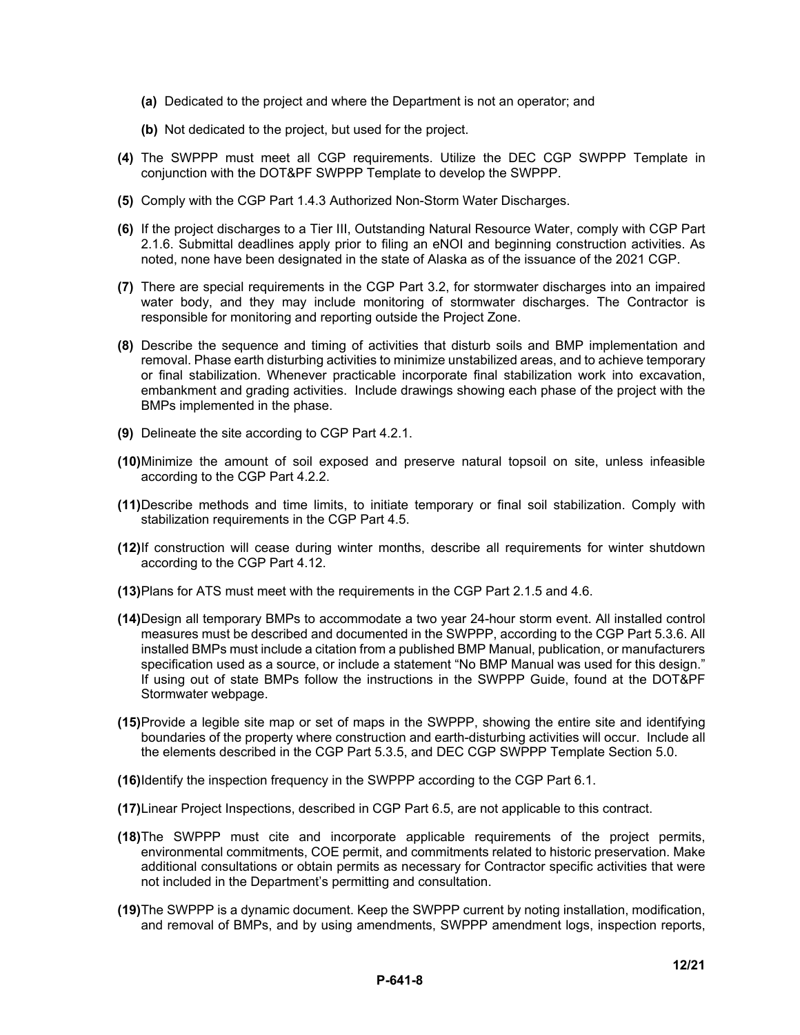**(a)** Dedicated to the project and where the Department is not an operator; and

**(b)** Not dedicated to the project, but used for the project.

**(4)** The SWPPP must meet all CGP requirements. Utilize the DEC CGP SWPPP Template in conjunction with the DOT&PF SWPPP Template to develop the SWPPP.

**(5)** Comply with the CGP Part 1.4.3 Authorized Non-Storm Water Discharges.

**(6)** If the project discharges to a Tier III, Outstanding Natural Resource Water, comply with CGP Part 2.1.6. Submittal deadlines apply prior to filing an eNOI and beginning construction activities. As noted, none have been designated in the state of Alaska as of the issuance of the 2021 CGP.

**(7)** There are special requirements in the CGP Part 3.2, for stormwater discharges into an impaired water body, and they may include monitoring of stormwater discharges. The Contractor is responsible for monitoring and reporting outside the Project Zone.

**(8)** Describe the sequence and timing of activities that disturb soils and BMP implementation and removal. Phase earth disturbing activities to minimize unstabilized areas, and to achieve temporary or final stabilization. Whenever practicable incorporate final stabilization work into excavation, embankment and grading activities. Include drawings showing each phase of the project with the BMPs implemented in the phase.

**(9)** Delineate the site according to CGP Part 4.2.1.

**(10)** Minimize the amount of soil exposed and preserve natural topsoil on site, unless infeasible according to the CGP Part 4.2.2.

**(11)** Describe methods and time limits, to initiate temporary or final soil stabilization. Comply with stabilization requirements in the CGP Part 4.5.

**(12)** If construction will cease during winter months, describe all requirements for winter shutdown according to the CGP Part 4.12.

**(13)** Plans for ATS must meet with the requirements in the CGP Part 2.1.5 and 4.6.

**(14)** Design all temporary BMPs to accommodate a two year 24-hour storm event. All installed control measures must be described and documented in the SWPPP, according to the CGP Part 5.3.6. All installed BMPs must include a citation from a published BMP Manual, publication, or manufacturers specification used as a source, or include a statement "No BMP Manual was used for this design." If using out of state BMPs follow the instructions in the SWPPP Guide, found at the DOT&PF Stormwater webpage.

**(15)** Provide a legible site map or set of maps in the SWPPP, showing the entire site and identifying boundaries of the property where construction and earth-disturbing activities will occur. Include all the elements described in the CGP Part 5.3.5, and DEC CGP SWPPP Template Section 5.0.

**(16)** Identify the inspection frequency in the SWPPP according to the CGP Part 6.1.

**(17)** Linear Project Inspections, described in CGP Part 6.5, are not applicable to this contract.

**(18)** The SWPPP must cite and incorporate applicable requirements of the project permits, environmental commitments, COE permit, and commitments related to historic preservation. Make additional consultations or obtain permits as necessary for Contractor specific activities that were not included in the Department's permitting and consultation.

**(19)** The SWPPP is a dynamic document. Keep the SWPPP current by noting installation, modification, and removal of BMPs, and by using amendments, SWPPP amendment logs, inspection reports,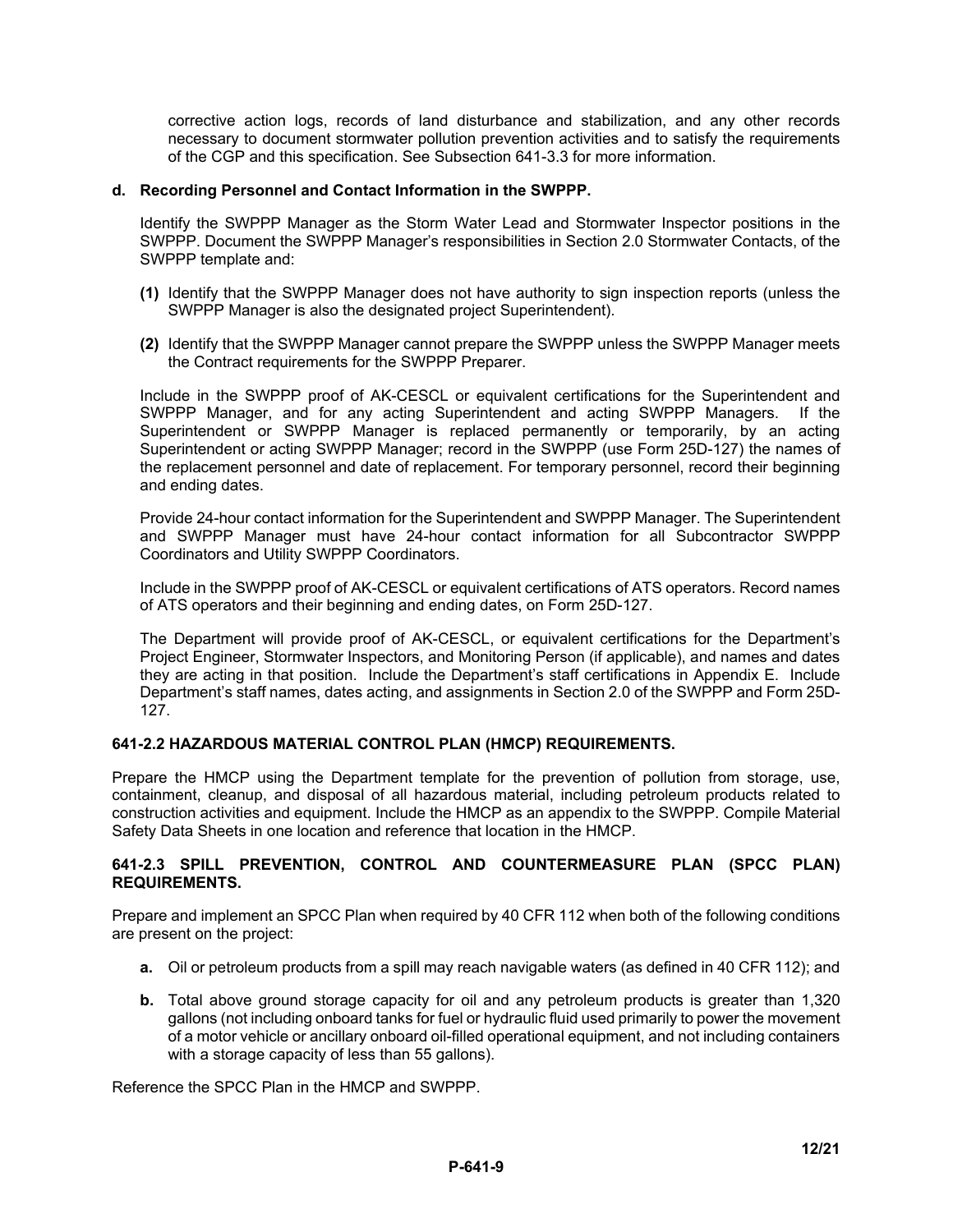corrective action logs, records of land disturbance and stabilization, and any other records necessary to document stormwater pollution prevention activities and to satisfy the requirements of the CGP and this specification. See Subsection 641-3.3 for more information.

**d. Recording Personnel and Contact Information in the SWPPP.**

Identify the SWPPP Manager as the Storm Water Lead and Stormwater Inspector positions in the SWPPP. Document the SWPPP Manager's responsibilities in Section 2.0 Stormwater Contacts, of the SWPPP template and:

**(1)** Identify that the SWPPP Manager does not have authority to sign inspection reports (unless the SWPPP Manager is also the designated project Superintendent).

**(2)** Identify that the SWPPP Manager cannot prepare the SWPPP unless the SWPPP Manager meets the Contract requirements for the SWPPP Preparer.

Include in the SWPPP proof of AK-CESCL or equivalent certifications for the Superintendent and SWPPP Manager, and for any acting Superintendent and acting SWPPP Managers. If the Superintendent or SWPPP Manager is replaced permanently or temporarily, by an acting Superintendent or acting SWPPP Manager; record in the SWPPP (use Form 25D-127) the names of the replacement personnel and date of replacement. For temporary personnel, record their beginning and ending dates.

Provide 24-hour contact information for the Superintendent and SWPPP Manager. The Superintendent and SWPPP Manager must have 24-hour contact information for all Subcontractor SWPPP Coordinators and Utility SWPPP Coordinators.

Include in the SWPPP proof of AK-CESCL or equivalent certifications of ATS operators. Record names of ATS operators and their beginning and ending dates, on Form 25D-127.

The Department will provide proof of AK-CESCL, or equivalent certifications for the Department's Project Engineer, Stormwater Inspectors, and Monitoring Person (if applicable), and names and dates they are acting in that position. Include the Department's staff certifications in Appendix E. Include Department's staff names, dates acting, and assignments in Section 2.0 of the SWPPP and Form 25D-127.

### 641-2.2 HAZARDOUS MATERIAL CONTROL PLAN (HMCP) REQUIREMENTS.

Prepare the HMCP using the Department template for the prevention of pollution from storage, use, containment, cleanup, and disposal of all hazardous material, including petroleum products related to construction activities and equipment. Include the HMCP as an appendix to the SWPPP. Compile Material Safety Data Sheets in one location and reference that location in the HMCP.

### 641-2.3 SPILL PREVENTION, CONTROL AND COUNTERMEASURE PLAN (SPCC PLAN) REQUIREMENTS.

Prepare and implement an SPCC Plan when required by 40 CFR 112 when both of the following conditions are present on the project:

**a.** Oil or petroleum products from a spill may reach navigable waters (as defined in 40 CFR 112); and

**b.** Total above ground storage capacity for oil and any petroleum products is greater than 1,320 gallons (not including onboard tanks for fuel or hydraulic fluid used primarily to power the movement of a motor vehicle or ancillary onboard oil-filled operational equipment, and not including containers with a storage capacity of less than 55 gallons).

Reference the SPCC Plan in the HMCP and SWPPP.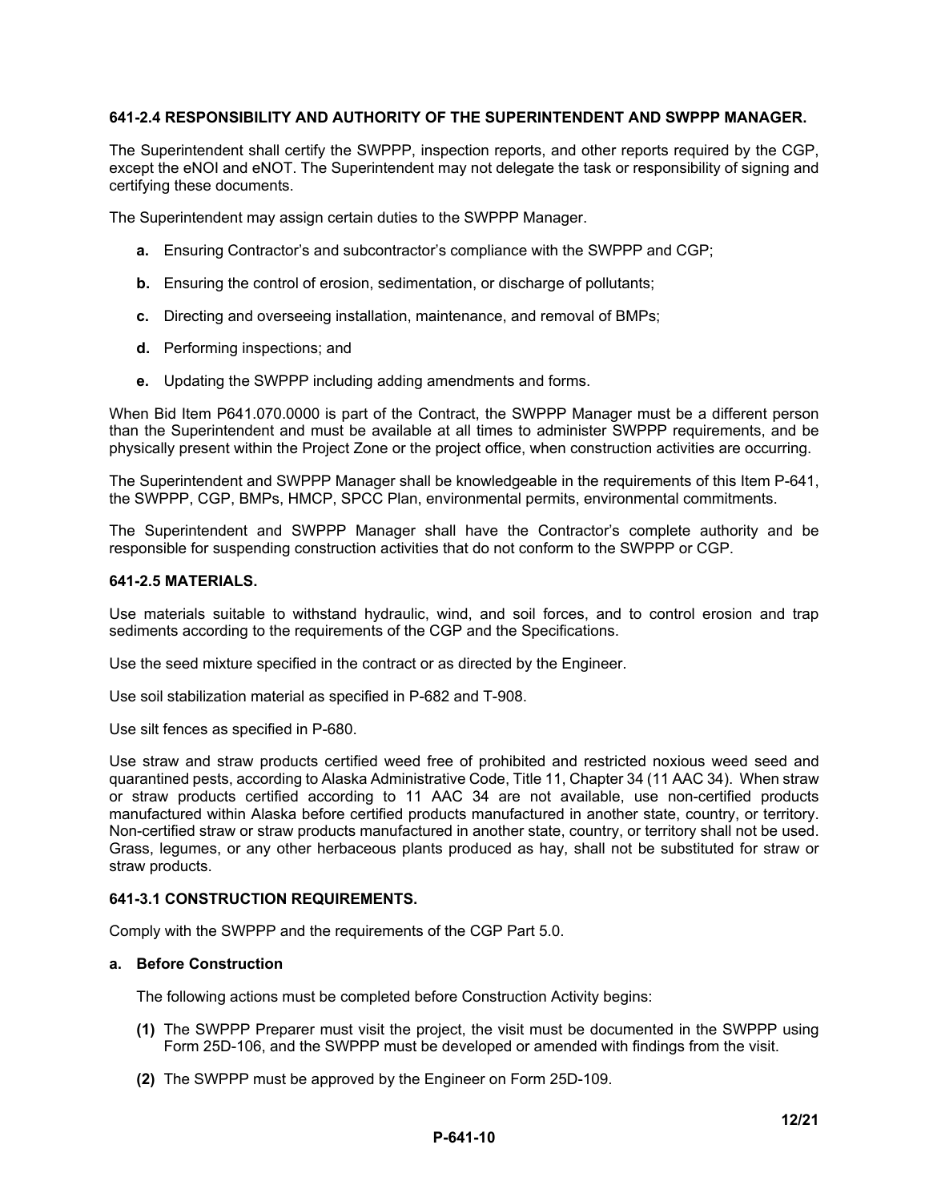**641-2.4 RESPONSIBILITY AND AUTHORITY OF THE SUPERINTENDENT AND SWPPP MANAGER.**

The Superintendent shall certify the SWPPP, inspection reports, and other reports required by the CGP, except the eNOI and eNOT. The Superintendent may not delegate the task or responsibility of signing and certifying these documents.

The Superintendent may assign certain duties to the SWPPP Manager.

- **a.** Ensuring Contractor's and subcontractor's compliance with the SWPPP and CGP;
- **b.** Ensuring the control of erosion, sedimentation, or discharge of pollutants;
- **c.** Directing and overseeing installation, maintenance, and removal of BMPs;
- **d.** Performing inspections; and
- **e.** Updating the SWPPP including adding amendments and forms.

When Bid Item P641.070.0000 is part of the Contract, the SWPPP Manager must be a different person than the Superintendent and must be available at all times to administer SWPPP requirements, and be physically present within the Project Zone or the project office, when construction activities are occurring.

The Superintendent and SWPPP Manager shall be knowledgeable in the requirements of this Item P-641, the SWPPP, CGP, BMPs, HMCP, SPCC Plan, environmental permits, environmental commitments.

The Superintendent and SWPPP Manager shall have the Contractor's complete authority and be responsible for suspending construction activities that do not conform to the SWPPP or CGP.

**641-2.5 MATERIALS.**

Use materials suitable to withstand hydraulic, wind, and soil forces, and to control erosion and trap sediments according to the requirements of the CGP and the Specifications.

Use the seed mixture specified in the contract or as directed by the Engineer.

Use soil stabilization material as specified in P-682 and T-908.

Use silt fences as specified in P-680.

Use straw and straw products certified weed free of prohibited and restricted noxious weed seed and quarantined pests, according to Alaska Administrative Code, Title 11, Chapter 34 (11 AAC 34). When straw or straw products certified according to 11 AAC 34 are not available, use non-certified products manufactured within Alaska before certified products manufactured in another state, country, or territory. Non-certified straw or straw products manufactured in another state, country, or territory shall not be used. Grass, legumes, or any other herbaceous plants produced as hay, shall not be substituted for straw or straw products.

**641-3.1 CONSTRUCTION REQUIREMENTS.**

Comply with the SWPPP and the requirements of the CGP Part 5.0.

**a. Before Construction**

The following actions must be completed before Construction Activity begins:

- **(1)** The SWPPP Preparer must visit the project, the visit must be documented in the SWPPP using Form 25D-106, and the SWPPP must be developed or amended with findings from the visit.
- **(2)** The SWPPP must be approved by the Engineer on Form 25D-109.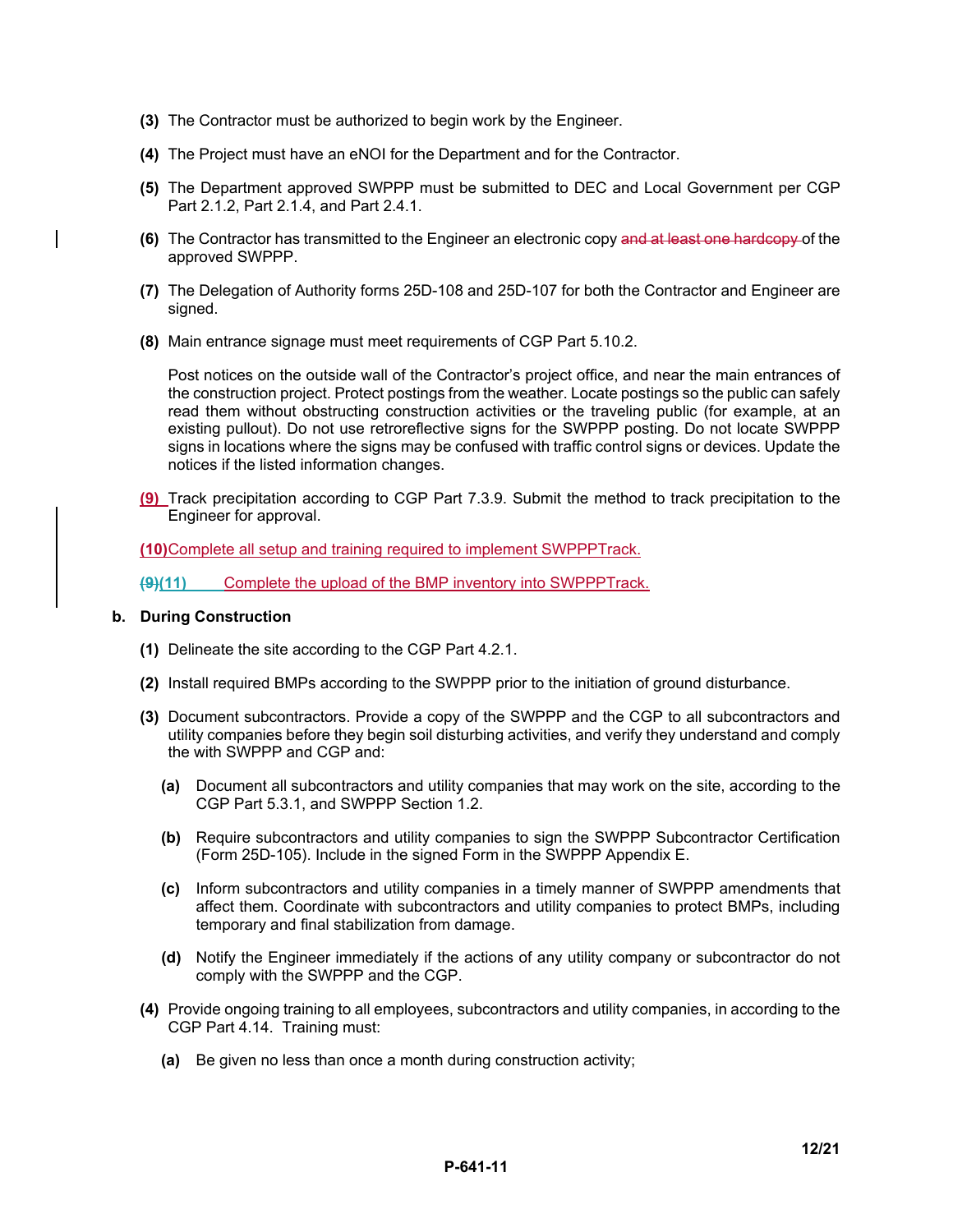**(3)** The Contractor must be authorized to begin work by the Engineer.

**(4)** The Project must have an eNOI for the Department and for the Contractor.

**(5)** The Department approved SWPPP must be submitted to DEC and Local Government per CGP Part 2.1.2, Part 2.1.4, and Part 2.4.1.

**(6)** The Contractor has transmitted to the Engineer an electronic copy ~~and at least one hardcopy~~ of the approved SWPPP.

**(7)** The Delegation of Authority forms 25D-108 and 25D-107 for both the Contractor and Engineer are signed.

**(8)** Main entrance signage must meet requirements of CGP Part 5.10.2.

Post notices on the outside wall of the Contractor's project office, and near the main entrances of the construction project. Protect postings from the weather. Locate postings so the public can safely read them without obstructing construction activities or the traveling public (for example, at an existing pullout). Do not use retroreflective signs for the SWPPP posting. Do not locate SWPPP signs in locations where the signs may be confused with traffic control signs or devices. Update the notices if the listed information changes.

**(9)** Track precipitation according to CGP Part 7.3.9. Submit the method to track precipitation to the Engineer for approval.

**(10)** Complete all setup and training required to implement SWPPPTrack.

~~**(9)**~~**(11)** Complete the upload of the BMP inventory into SWPPPTrack.

**b. During Construction**

**(1)** Delineate the site according to the CGP Part 4.2.1.

**(2)** Install required BMPs according to the SWPPP prior to the initiation of ground disturbance.

**(3)** Document subcontractors. Provide a copy of the SWPPP and the CGP to all subcontractors and utility companies before they begin soil disturbing activities, and verify they understand and comply the with SWPPP and CGP and:

**(a)** Document all subcontractors and utility companies that may work on the site, according to the CGP Part 5.3.1, and SWPPP Section 1.2.

**(b)** Require subcontractors and utility companies to sign the SWPPP Subcontractor Certification (Form 25D-105). Include in the signed Form in the SWPPP Appendix E.

**(c)** Inform subcontractors and utility companies in a timely manner of SWPPP amendments that affect them. Coordinate with subcontractors and utility companies to protect BMPs, including temporary and final stabilization from damage.

**(d)** Notify the Engineer immediately if the actions of any utility company or subcontractor do not comply with the SWPPP and the CGP.

**(4)** Provide ongoing training to all employees, subcontractors and utility companies, in according to the CGP Part 4.14. Training must:

**(a)** Be given no less than once a month during construction activity;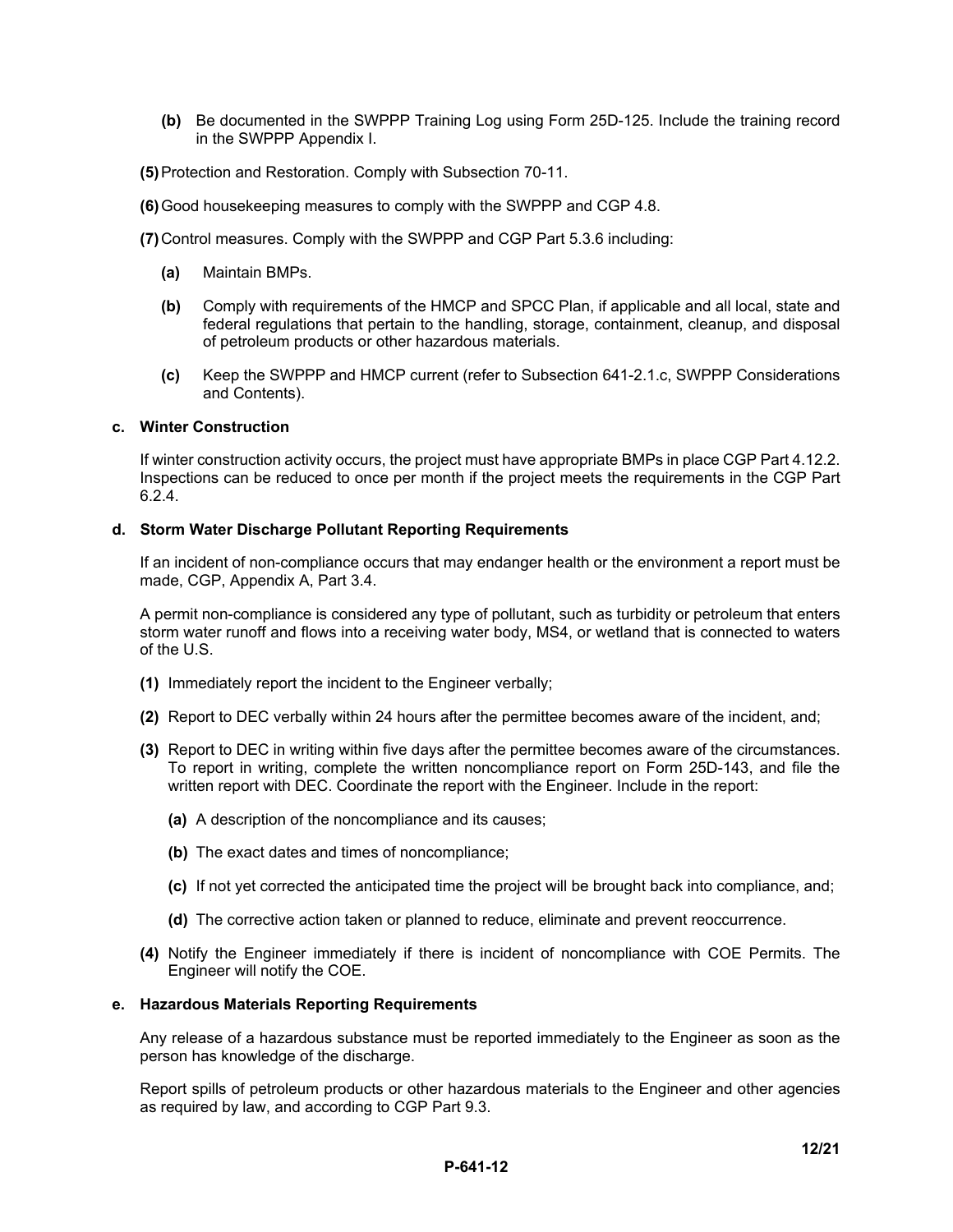**(b)** Be documented in the SWPPP Training Log using Form 25D-125. Include the training record in the SWPPP Appendix I.

**(5)** Protection and Restoration. Comply with Subsection 70-11.

**(6)** Good housekeeping measures to comply with the SWPPP and CGP 4.8.

**(7)** Control measures. Comply with the SWPPP and CGP Part 5.3.6 including:

**(a)** Maintain BMPs.

**(b)** Comply with requirements of the HMCP and SPCC Plan, if applicable and all local, state and federal regulations that pertain to the handling, storage, containment, cleanup, and disposal of petroleum products or other hazardous materials.

**(c)** Keep the SWPPP and HMCP current (refer to Subsection 641-2.1.c, SWPPP Considerations and Contents).

**c. Winter Construction**

If winter construction activity occurs, the project must have appropriate BMPs in place CGP Part 4.12.2. Inspections can be reduced to once per month if the project meets the requirements in the CGP Part 6.2.4.

**d. Storm Water Discharge Pollutant Reporting Requirements**

If an incident of non-compliance occurs that may endanger health or the environment a report must be made, CGP, Appendix A, Part 3.4.

A permit non-compliance is considered any type of pollutant, such as turbidity or petroleum that enters storm water runoff and flows into a receiving water body, MS4, or wetland that is connected to waters of the U.S.

**(1)** Immediately report the incident to the Engineer verbally;

**(2)** Report to DEC verbally within 24 hours after the permittee becomes aware of the incident, and;

**(3)** Report to DEC in writing within five days after the permittee becomes aware of the circumstances. To report in writing, complete the written noncompliance report on Form 25D-143, and file the written report with DEC. Coordinate the report with the Engineer. Include in the report:

**(a)** A description of the noncompliance and its causes;

**(b)** The exact dates and times of noncompliance;

**(c)** If not yet corrected the anticipated time the project will be brought back into compliance, and;

**(d)** The corrective action taken or planned to reduce, eliminate and prevent reoccurrence.

**(4)** Notify the Engineer immediately if there is incident of noncompliance with COE Permits. The Engineer will notify the COE.

**e. Hazardous Materials Reporting Requirements**

Any release of a hazardous substance must be reported immediately to the Engineer as soon as the person has knowledge of the discharge.

Report spills of petroleum products or other hazardous materials to the Engineer and other agencies as required by law, and according to CGP Part 9.3.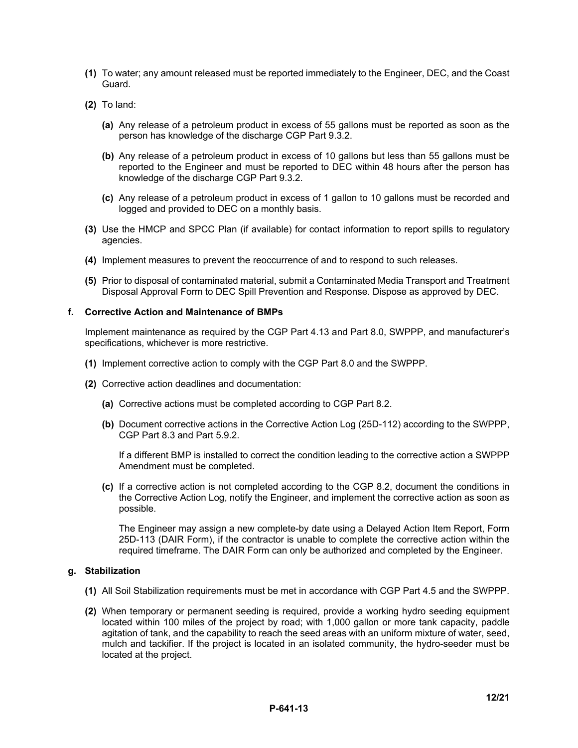**(1)** To water; any amount released must be reported immediately to the Engineer, DEC, and the Coast Guard.

**(2)** To land:

**(a)** Any release of a petroleum product in excess of 55 gallons must be reported as soon as the person has knowledge of the discharge CGP Part 9.3.2.

**(b)** Any release of a petroleum product in excess of 10 gallons but less than 55 gallons must be reported to the Engineer and must be reported to DEC within 48 hours after the person has knowledge of the discharge CGP Part 9.3.2.

**(c)** Any release of a petroleum product in excess of 1 gallon to 10 gallons must be recorded and logged and provided to DEC on a monthly basis.

**(3)** Use the HMCP and SPCC Plan (if available) for contact information to report spills to regulatory agencies.

**(4)** Implement measures to prevent the reoccurrence of and to respond to such releases.

**(5)** Prior to disposal of contaminated material, submit a Contaminated Media Transport and Treatment Disposal Approval Form to DEC Spill Prevention and Response. Dispose as approved by DEC.

**f. Corrective Action and Maintenance of BMPs**

Implement maintenance as required by the CGP Part 4.13 and Part 8.0, SWPPP, and manufacturer's specifications, whichever is more restrictive.

**(1)** Implement corrective action to comply with the CGP Part 8.0 and the SWPPP.

**(2)** Corrective action deadlines and documentation:

**(a)** Corrective actions must be completed according to CGP Part 8.2.

**(b)** Document corrective actions in the Corrective Action Log (25D-112) according to the SWPPP, CGP Part 8.3 and Part 5.9.2.

If a different BMP is installed to correct the condition leading to the corrective action a SWPPP Amendment must be completed.

**(c)** If a corrective action is not completed according to the CGP 8.2, document the conditions in the Corrective Action Log, notify the Engineer, and implement the corrective action as soon as possible.

The Engineer may assign a new complete-by date using a Delayed Action Item Report, Form 25D-113 (DAIR Form), if the contractor is unable to complete the corrective action within the required timeframe. The DAIR Form can only be authorized and completed by the Engineer.

**g. Stabilization**

**(1)** All Soil Stabilization requirements must be met in accordance with CGP Part 4.5 and the SWPPP.

**(2)** When temporary or permanent seeding is required, provide a working hydro seeding equipment located within 100 miles of the project by road; with 1,000 gallon or more tank capacity, paddle agitation of tank, and the capability to reach the seed areas with an uniform mixture of water, seed, mulch and tackifier. If the project is located in an isolated community, the hydro-seeder must be located at the project.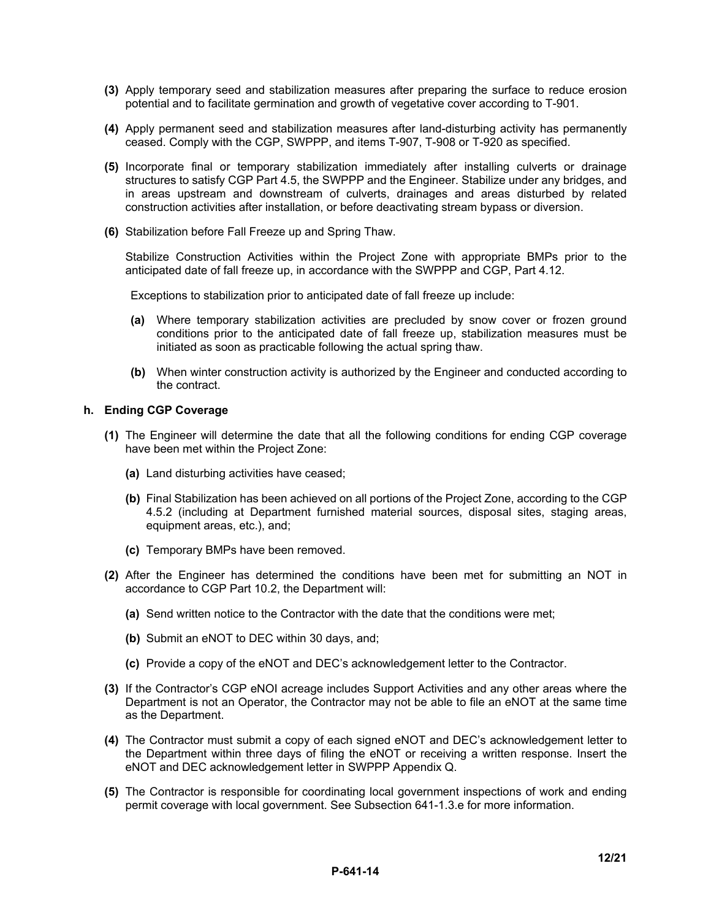**(3)** Apply temporary seed and stabilization measures after preparing the surface to reduce erosion potential and to facilitate germination and growth of vegetative cover according to T-901.

**(4)** Apply permanent seed and stabilization measures after land-disturbing activity has permanently ceased. Comply with the CGP, SWPPP, and items T-907, T-908 or T-920 as specified.

**(5)** Incorporate final or temporary stabilization immediately after installing culverts or drainage structures to satisfy CGP Part 4.5, the SWPPP and the Engineer. Stabilize under any bridges, and in areas upstream and downstream of culverts, drainages and areas disturbed by related construction activities after installation, or before deactivating stream bypass or diversion.

**(6)** Stabilization before Fall Freeze up and Spring Thaw.

Stabilize Construction Activities within the Project Zone with appropriate BMPs prior to the anticipated date of fall freeze up, in accordance with the SWPPP and CGP, Part 4.12.

Exceptions to stabilization prior to anticipated date of fall freeze up include:

**(a)** Where temporary stabilization activities are precluded by snow cover or frozen ground conditions prior to the anticipated date of fall freeze up, stabilization measures must be initiated as soon as practicable following the actual spring thaw.

**(b)** When winter construction activity is authorized by the Engineer and conducted according to the contract.

**h. Ending CGP Coverage**

**(1)** The Engineer will determine the date that all the following conditions for ending CGP coverage have been met within the Project Zone:

**(a)** Land disturbing activities have ceased;

**(b)** Final Stabilization has been achieved on all portions of the Project Zone, according to the CGP 4.5.2 (including at Department furnished material sources, disposal sites, staging areas, equipment areas, etc.), and;

**(c)** Temporary BMPs have been removed.

**(2)** After the Engineer has determined the conditions have been met for submitting an NOT in accordance to CGP Part 10.2, the Department will:

**(a)** Send written notice to the Contractor with the date that the conditions were met;

**(b)** Submit an eNOT to DEC within 30 days, and;

**(c)** Provide a copy of the eNOT and DEC's acknowledgement letter to the Contractor.

**(3)** If the Contractor's CGP eNOI acreage includes Support Activities and any other areas where the Department is not an Operator, the Contractor may not be able to file an eNOT at the same time as the Department.

**(4)** The Contractor must submit a copy of each signed eNOT and DEC's acknowledgement letter to the Department within three days of filing the eNOT or receiving a written response. Insert the eNOT and DEC acknowledgement letter in SWPPP Appendix Q.

**(5)** The Contractor is responsible for coordinating local government inspections of work and ending permit coverage with local government. See Subsection 641-1.3.e for more information.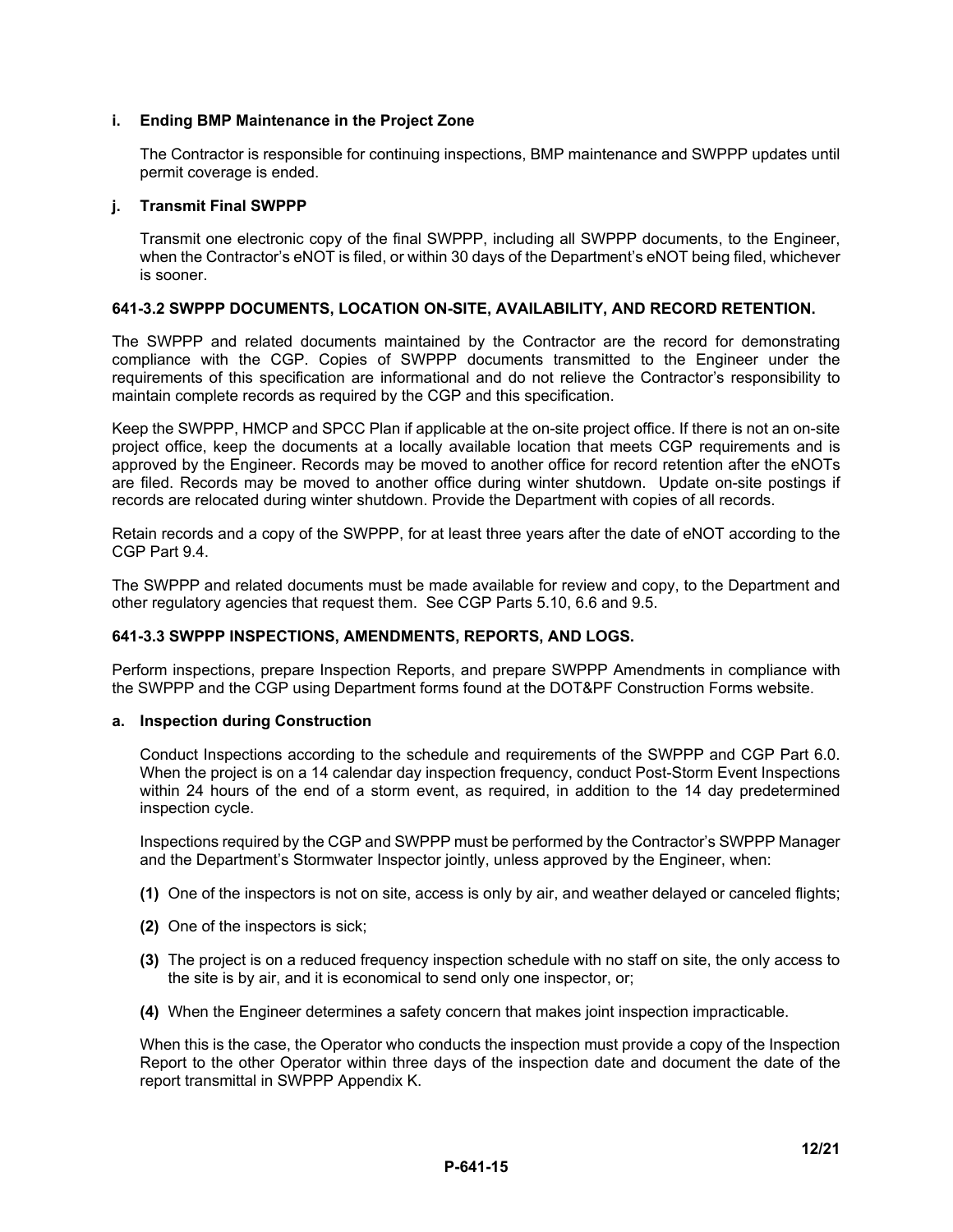**i. Ending BMP Maintenance in the Project Zone**

The Contractor is responsible for continuing inspections, BMP maintenance and SWPPP updates until permit coverage is ended.

**j. Transmit Final SWPPP**

Transmit one electronic copy of the final SWPPP, including all SWPPP documents, to the Engineer, when the Contractor's eNOT is filed, or within 30 days of the Department's eNOT being filed, whichever is sooner.

**641-3.2 SWPPP DOCUMENTS, LOCATION ON-SITE, AVAILABILITY, AND RECORD RETENTION.**

The SWPPP and related documents maintained by the Contractor are the record for demonstrating compliance with the CGP. Copies of SWPPP documents transmitted to the Engineer under the requirements of this specification are informational and do not relieve the Contractor's responsibility to maintain complete records as required by the CGP and this specification.

Keep the SWPPP, HMCP and SPCC Plan if applicable at the on-site project office. If there is not an on-site project office, keep the documents at a locally available location that meets CGP requirements and is approved by the Engineer. Records may be moved to another office for record retention after the eNOTs are filed. Records may be moved to another office during winter shutdown. Update on-site postings if records are relocated during winter shutdown. Provide the Department with copies of all records.

Retain records and a copy of the SWPPP, for at least three years after the date of eNOT according to the CGP Part 9.4.

The SWPPP and related documents must be made available for review and copy, to the Department and other regulatory agencies that request them. See CGP Parts 5.10, 6.6 and 9.5.

**641-3.3 SWPPP INSPECTIONS, AMENDMENTS, REPORTS, AND LOGS.**

Perform inspections, prepare Inspection Reports, and prepare SWPPP Amendments in compliance with the SWPPP and the CGP using Department forms found at the DOT&PF Construction Forms website.

**a. Inspection during Construction**

Conduct Inspections according to the schedule and requirements of the SWPPP and CGP Part 6.0. When the project is on a 14 calendar day inspection frequency, conduct Post-Storm Event Inspections within 24 hours of the end of a storm event, as required, in addition to the 14 day predetermined inspection cycle.

Inspections required by the CGP and SWPPP must be performed by the Contractor's SWPPP Manager and the Department's Stormwater Inspector jointly, unless approved by the Engineer, when:

**(1)** One of the inspectors is not on site, access is only by air, and weather delayed or canceled flights;

**(2)** One of the inspectors is sick;

**(3)** The project is on a reduced frequency inspection schedule with no staff on site, the only access to the site is by air, and it is economical to send only one inspector, or;

**(4)** When the Engineer determines a safety concern that makes joint inspection impracticable.

When this is the case, the Operator who conducts the inspection must provide a copy of the Inspection Report to the other Operator within three days of the inspection date and document the date of the report transmittal in SWPPP Appendix K.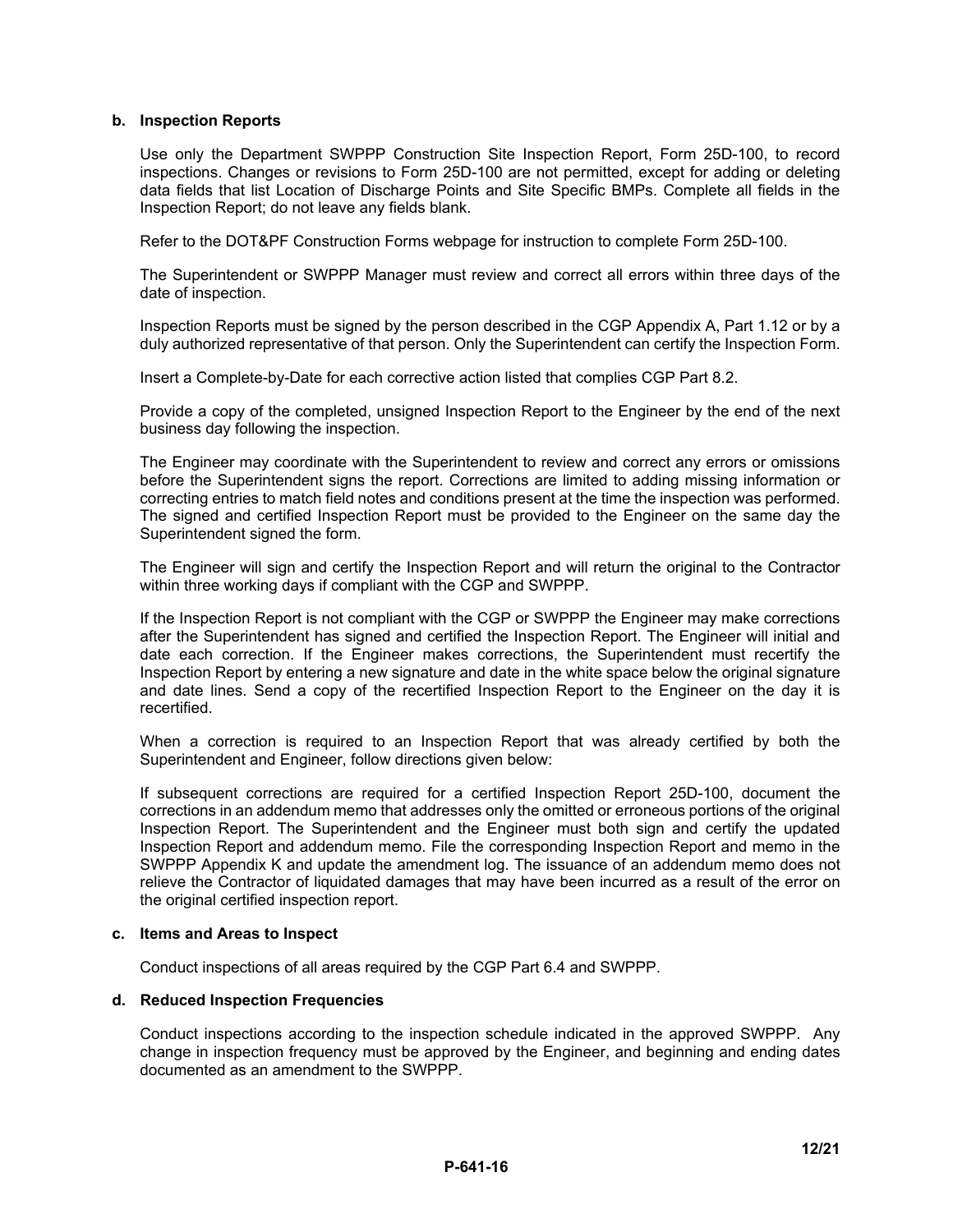**b. Inspection Reports**

Use only the Department SWPPP Construction Site Inspection Report, Form 25D-100, to record inspections. Changes or revisions to Form 25D-100 are not permitted, except for adding or deleting data fields that list Location of Discharge Points and Site Specific BMPs. Complete all fields in the Inspection Report; do not leave any fields blank.

Refer to the DOT&PF Construction Forms webpage for instruction to complete Form 25D-100.

The Superintendent or SWPPP Manager must review and correct all errors within three days of the date of inspection.

Inspection Reports must be signed by the person described in the CGP Appendix A, Part 1.12 or by a duly authorized representative of that person. Only the Superintendent can certify the Inspection Form.

Insert a Complete-by-Date for each corrective action listed that complies CGP Part 8.2.

Provide a copy of the completed, unsigned Inspection Report to the Engineer by the end of the next business day following the inspection.

The Engineer may coordinate with the Superintendent to review and correct any errors or omissions before the Superintendent signs the report. Corrections are limited to adding missing information or correcting entries to match field notes and conditions present at the time the inspection was performed. The signed and certified Inspection Report must be provided to the Engineer on the same day the Superintendent signed the form.

The Engineer will sign and certify the Inspection Report and will return the original to the Contractor within three working days if compliant with the CGP and SWPPP.

If the Inspection Report is not compliant with the CGP or SWPPP the Engineer may make corrections after the Superintendent has signed and certified the Inspection Report. The Engineer will initial and date each correction. If the Engineer makes corrections, the Superintendent must recertify the Inspection Report by entering a new signature and date in the white space below the original signature and date lines. Send a copy of the recertified Inspection Report to the Engineer on the day it is recertified.

When a correction is required to an Inspection Report that was already certified by both the Superintendent and Engineer, follow directions given below:

If subsequent corrections are required for a certified Inspection Report 25D-100, document the corrections in an addendum memo that addresses only the omitted or erroneous portions of the original Inspection Report. The Superintendent and the Engineer must both sign and certify the updated Inspection Report and addendum memo. File the corresponding Inspection Report and memo in the SWPPP Appendix K and update the amendment log. The issuance of an addendum memo does not relieve the Contractor of liquidated damages that may have been incurred as a result of the error on the original certified inspection report.

**c. Items and Areas to Inspect**

Conduct inspections of all areas required by the CGP Part 6.4 and SWPPP.

**d. Reduced Inspection Frequencies**

Conduct inspections according to the inspection schedule indicated in the approved SWPPP. Any change in inspection frequency must be approved by the Engineer, and beginning and ending dates documented as an amendment to the SWPPP.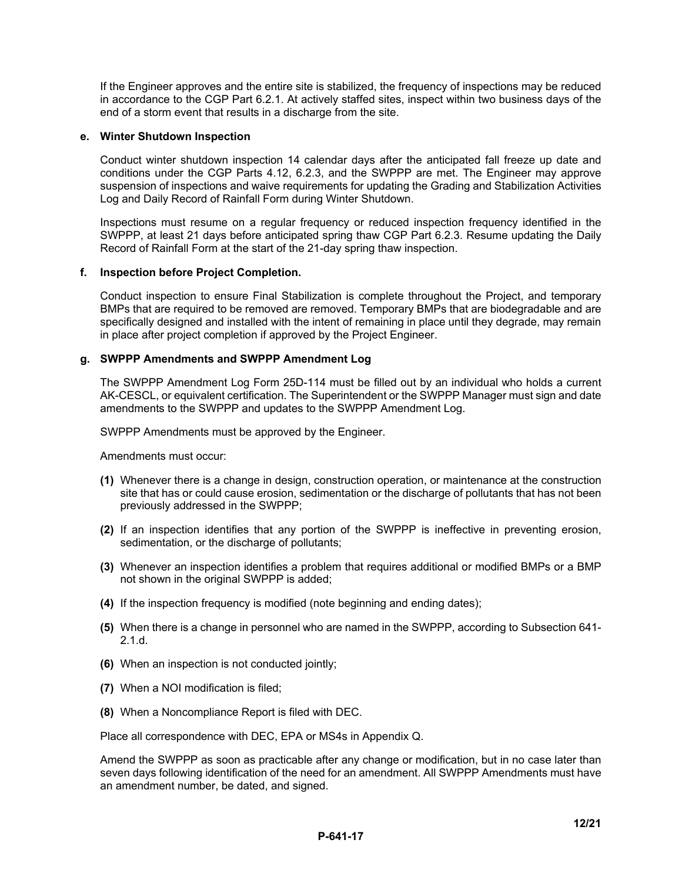If the Engineer approves and the entire site is stabilized, the frequency of inspections may be reduced in accordance to the CGP Part 6.2.1. At actively staffed sites, inspect within two business days of the end of a storm event that results in a discharge from the site.

**e. Winter Shutdown Inspection**

Conduct winter shutdown inspection 14 calendar days after the anticipated fall freeze up date and conditions under the CGP Parts 4.12, 6.2.3, and the SWPPP are met. The Engineer may approve suspension of inspections and waive requirements for updating the Grading and Stabilization Activities Log and Daily Record of Rainfall Form during Winter Shutdown.

Inspections must resume on a regular frequency or reduced inspection frequency identified in the SWPPP, at least 21 days before anticipated spring thaw CGP Part 6.2.3. Resume updating the Daily Record of Rainfall Form at the start of the 21-day spring thaw inspection.

**f. Inspection before Project Completion.**

Conduct inspection to ensure Final Stabilization is complete throughout the Project, and temporary BMPs that are required to be removed are removed. Temporary BMPs that are biodegradable and are specifically designed and installed with the intent of remaining in place until they degrade, may remain in place after project completion if approved by the Project Engineer.

**g. SWPPP Amendments and SWPPP Amendment Log**

The SWPPP Amendment Log Form 25D-114 must be filled out by an individual who holds a current AK-CESCL, or equivalent certification. The Superintendent or the SWPPP Manager must sign and date amendments to the SWPPP and updates to the SWPPP Amendment Log.

SWPPP Amendments must be approved by the Engineer.

Amendments must occur:

**(1)** Whenever there is a change in design, construction operation, or maintenance at the construction site that has or could cause erosion, sedimentation or the discharge of pollutants that has not been previously addressed in the SWPPP;

**(2)** If an inspection identifies that any portion of the SWPPP is ineffective in preventing erosion, sedimentation, or the discharge of pollutants;

**(3)** Whenever an inspection identifies a problem that requires additional or modified BMPs or a BMP not shown in the original SWPPP is added;

**(4)** If the inspection frequency is modified (note beginning and ending dates);

**(5)** When there is a change in personnel who are named in the SWPPP, according to Subsection 641-2.1.d.

**(6)** When an inspection is not conducted jointly;

**(7)** When a NOI modification is filed;

**(8)** When a Noncompliance Report is filed with DEC.

Place all correspondence with DEC, EPA or MS4s in Appendix Q.

Amend the SWPPP as soon as practicable after any change or modification, but in no case later than seven days following identification of the need for an amendment. All SWPPP Amendments must have an amendment number, be dated, and signed.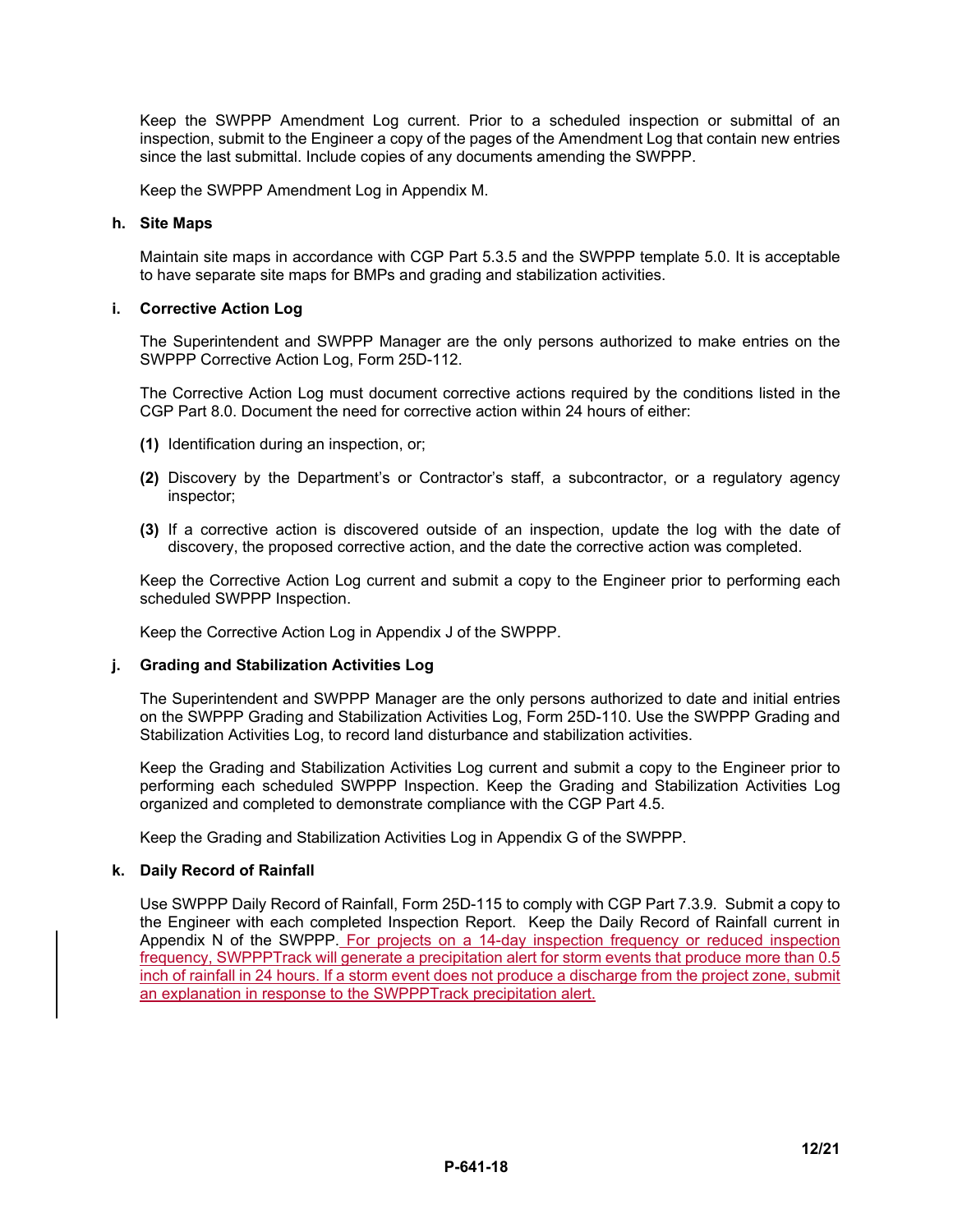Keep the SWPPP Amendment Log current. Prior to a scheduled inspection or submittal of an inspection, submit to the Engineer a copy of the pages of the Amendment Log that contain new entries since the last submittal. Include copies of any documents amending the SWPPP.

Keep the SWPPP Amendment Log in Appendix M.

**h. Site Maps**

Maintain site maps in accordance with CGP Part 5.3.5 and the SWPPP template 5.0. It is acceptable to have separate site maps for BMPs and grading and stabilization activities.

**i. Corrective Action Log**

The Superintendent and SWPPP Manager are the only persons authorized to make entries on the SWPPP Corrective Action Log, Form 25D-112.

The Corrective Action Log must document corrective actions required by the conditions listed in the CGP Part 8.0. Document the need for corrective action within 24 hours of either:

**(1)** Identification during an inspection, or;

**(2)** Discovery by the Department's or Contractor's staff, a subcontractor, or a regulatory agency inspector;

**(3)** If a corrective action is discovered outside of an inspection, update the log with the date of discovery, the proposed corrective action, and the date the corrective action was completed.

Keep the Corrective Action Log current and submit a copy to the Engineer prior to performing each scheduled SWPPP Inspection.

Keep the Corrective Action Log in Appendix J of the SWPPP.

**j. Grading and Stabilization Activities Log**

The Superintendent and SWPPP Manager are the only persons authorized to date and initial entries on the SWPPP Grading and Stabilization Activities Log, Form 25D-110. Use the SWPPP Grading and Stabilization Activities Log, to record land disturbance and stabilization activities.

Keep the Grading and Stabilization Activities Log current and submit a copy to the Engineer prior to performing each scheduled SWPPP Inspection. Keep the Grading and Stabilization Activities Log organized and completed to demonstrate compliance with the CGP Part 4.5.

Keep the Grading and Stabilization Activities Log in Appendix G of the SWPPP.

**k. Daily Record of Rainfall**

Use SWPPP Daily Record of Rainfall, Form 25D-115 to comply with CGP Part 7.3.9. Submit a copy to the Engineer with each completed Inspection Report. Keep the Daily Record of Rainfall current in Appendix N of the SWPPP. For projects on a 14-day inspection frequency or reduced inspection frequency, SWPPPTrack will generate a precipitation alert for storm events that produce more than 0.5 inch of rainfall in 24 hours. If a storm event does not produce a discharge from the project zone, submit an explanation in response to the SWPPPTrack precipitation alert.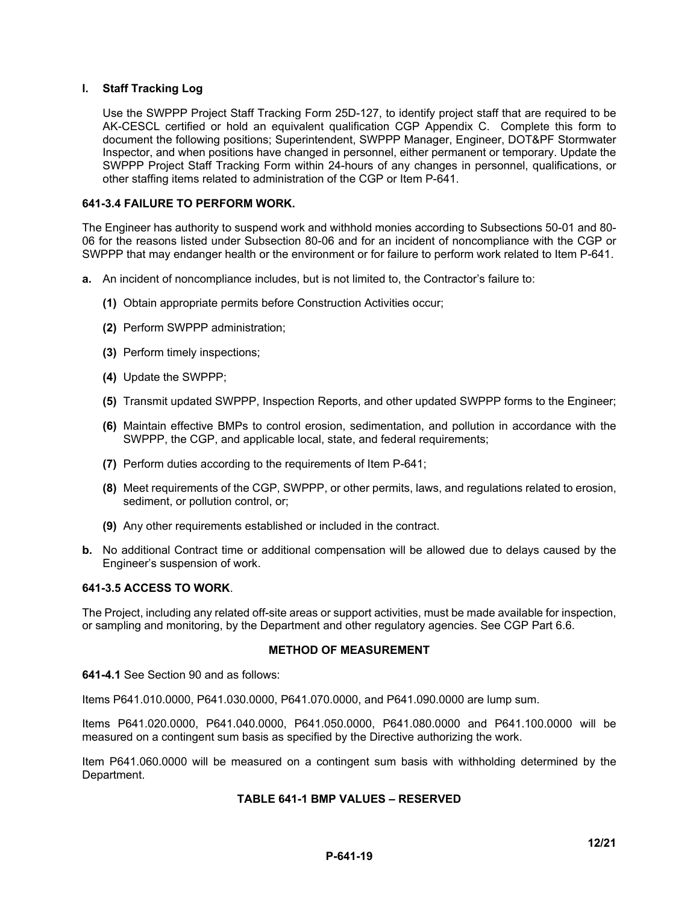**l. Staff Tracking Log**

Use the SWPPP Project Staff Tracking Form 25D-127, to identify project staff that are required to be AK-CESCL certified or hold an equivalent qualification CGP Appendix C. Complete this form to document the following positions; Superintendent, SWPPP Manager, Engineer, DOT&PF Stormwater Inspector, and when positions have changed in personnel, either permanent or temporary. Update the SWPPP Project Staff Tracking Form within 24-hours of any changes in personnel, qualifications, or other staffing items related to administration of the CGP or Item P-641.

**641-3.4 FAILURE TO PERFORM WORK.**

The Engineer has authority to suspend work and withhold monies according to Subsections 50-01 and 80-06 for the reasons listed under Subsection 80-06 and for an incident of noncompliance with the CGP or SWPPP that may endanger health or the environment or for failure to perform work related to Item P-641.

**a.** An incident of noncompliance includes, but is not limited to, the Contractor's failure to:

**(1)** Obtain appropriate permits before Construction Activities occur;

**(2)** Perform SWPPP administration;

**(3)** Perform timely inspections;

**(4)** Update the SWPPP;

**(5)** Transmit updated SWPPP, Inspection Reports, and other updated SWPPP forms to the Engineer;

**(6)** Maintain effective BMPs to control erosion, sedimentation, and pollution in accordance with the SWPPP, the CGP, and applicable local, state, and federal requirements;

**(7)** Perform duties according to the requirements of Item P-641;

**(8)** Meet requirements of the CGP, SWPPP, or other permits, laws, and regulations related to erosion, sediment, or pollution control, or;

**(9)** Any other requirements established or included in the contract.

**b.** No additional Contract time or additional compensation will be allowed due to delays caused by the Engineer's suspension of work.

**641-3.5 ACCESS TO WORK**.

The Project, including any related off-site areas or support activities, must be made available for inspection, or sampling and monitoring, by the Department and other regulatory agencies. See CGP Part 6.6.

## METHOD OF MEASUREMENT

**641-4.1** See Section 90 and as follows:

Items P641.010.0000, P641.030.0000, P641.070.0000, and P641.090.0000 are lump sum.

Items P641.020.0000, P641.040.0000, P641.050.0000, P641.080.0000 and P641.100.0000 will be measured on a contingent sum basis as specified by the Directive authorizing the work.

Item P641.060.0000 will be measured on a contingent sum basis with withholding determined by the Department.

**TABLE 641-1 BMP VALUES – RESERVED**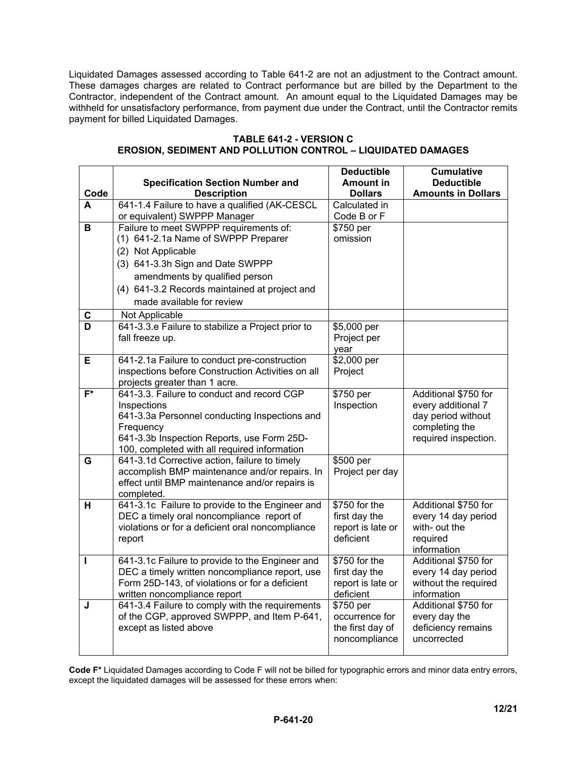Liquidated Damages assessed according to Table 641-2 are not an adjustment to the Contract amount. These damages charges are related to Contract performance but are billed by the Department to the Contractor, independent of the Contract amount. An amount equal to the Liquidated Damages may be withheld for unsatisfactory performance, from payment due under the Contract, until the Contractor remits payment for billed Liquidated Damages.

**TABLE 641-2 - VERSION C**
**EROSION, SEDIMENT AND POLLUTION CONTROL – LIQUIDATED DAMAGES**

| Code | Specification Section Number and Description | Deductible Amount in Dollars | Cumulative Deductible Amounts in Dollars |
|---|---|---|---|
| A | 641-1.4 Failure to have a qualified (AK-CESCL or equivalent) SWPPP Manager | Calculated in Code B or F | |
| B | Failure to meet SWPPP requirements of:<br>(1) 641-2.1a Name of SWPPP Preparer<br>(2) Not Applicable<br>(3) 641-3.3h Sign and Date SWPPP amendments by qualified person<br>(4) 641-3.2 Records maintained at project and made available for review | $750 per omission | |
| C | Not Applicable | | |
| D | 641-3.3.e Failure to stabilize a Project prior to fall freeze up. | $5,000 per Project per year | |
| E | 641-2.1a Failure to conduct pre-construction inspections before Construction Activities on all projects greater than 1 acre. | $2,000 per Project | |
| F* | 641-3.3. Failure to conduct and record CGP Inspections<br>641-3.3a Personnel conducting Inspections and Frequency<br>641-3.3b Inspection Reports, use Form 25D-100, completed with all required information | $750 per Inspection | Additional $750 for every additional 7 day period without completing the required inspection. |
| G | 641-3.1d Corrective action, failure to timely accomplish BMP maintenance and/or repairs. In effect until BMP maintenance and/or repairs is completed. | $500 per Project per day | |
| H | 641-3.1c Failure to provide to the Engineer and DEC a timely oral noncompliance report of violations or for a deficient oral noncompliance report | $750 for the first day the report is late or deficient | Additional $750 for every 14 day period with- out the required information |
| I | 641-3.1c Failure to provide to the Engineer and DEC a timely written noncompliance report, use Form 25D-143, of violations or for a deficient written noncompliance report | $750 for the first day the report is late or deficient | Additional $750 for every 14 day period without the required information |
| J | 641-3.4 Failure to comply with the requirements of the CGP, approved SWPPP, and Item P-641, except as listed above | $750 per occurrence for the first day of noncompliance | Additional $750 for every day the deficiency remains uncorrected |

**Code F*** Liquidated Damages according to Code F will not be billed for typographic errors and minor data entry errors, except the liquidated damages will be assessed for these errors when: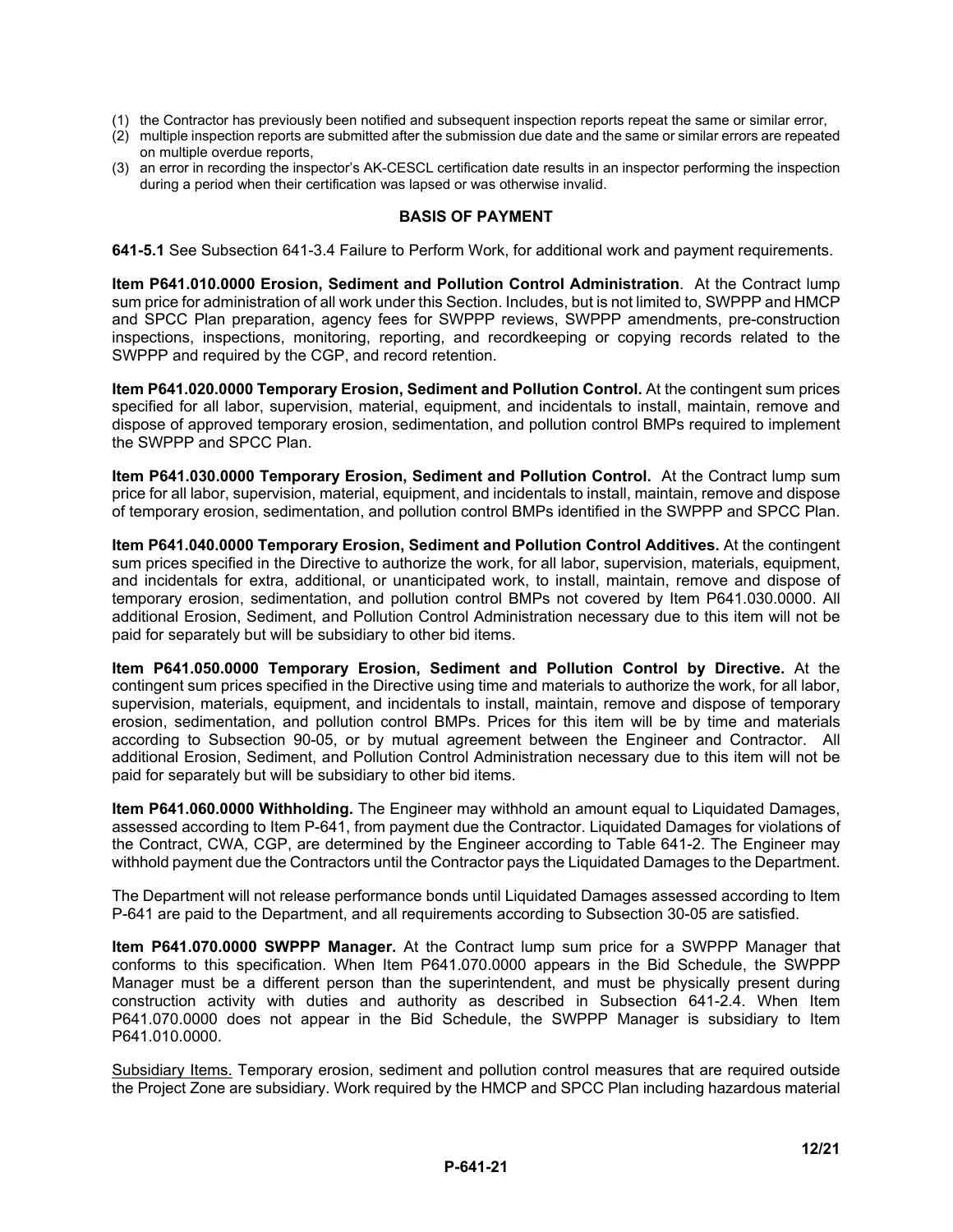(1) the Contractor has previously been notified and subsequent inspection reports repeat the same or similar error,
(2) multiple inspection reports are submitted after the submission due date and the same or similar errors are repeated on multiple overdue reports,
(3) an error in recording the inspector's AK-CESCL certification date results in an inspector performing the inspection during a period when their certification was lapsed or was otherwise invalid.

## BASIS OF PAYMENT

**641-5.1** See Subsection 641-3.4 Failure to Perform Work, for additional work and payment requirements.

**Item P641.010.0000 Erosion, Sediment and Pollution Control Administration**. At the Contract lump sum price for administration of all work under this Section. Includes, but is not limited to, SWPPP and HMCP and SPCC Plan preparation, agency fees for SWPPP reviews, SWPPP amendments, pre-construction inspections, inspections, monitoring, reporting, and recordkeeping or copying records related to the SWPPP and required by the CGP, and record retention.

**Item P641.020.0000 Temporary Erosion, Sediment and Pollution Control.** At the contingent sum prices specified for all labor, supervision, material, equipment, and incidentals to install, maintain, remove and dispose of approved temporary erosion, sedimentation, and pollution control BMPs required to implement the SWPPP and SPCC Plan.

**Item P641.030.0000 Temporary Erosion, Sediment and Pollution Control.** At the Contract lump sum price for all labor, supervision, material, equipment, and incidentals to install, maintain, remove and dispose of temporary erosion, sedimentation, and pollution control BMPs identified in the SWPPP and SPCC Plan.

**Item P641.040.0000 Temporary Erosion, Sediment and Pollution Control Additives.** At the contingent sum prices specified in the Directive to authorize the work, for all labor, supervision, materials, equipment, and incidentals for extra, additional, or unanticipated work, to install, maintain, remove and dispose of temporary erosion, sedimentation, and pollution control BMPs not covered by Item P641.030.0000. All additional Erosion, Sediment, and Pollution Control Administration necessary due to this item will not be paid for separately but will be subsidiary to other bid items.

**Item P641.050.0000 Temporary Erosion, Sediment and Pollution Control by Directive.** At the contingent sum prices specified in the Directive using time and materials to authorize the work, for all labor, supervision, materials, equipment, and incidentals to install, maintain, remove and dispose of temporary erosion, sedimentation, and pollution control BMPs. Prices for this item will be by time and materials according to Subsection 90-05, or by mutual agreement between the Engineer and Contractor. All additional Erosion, Sediment, and Pollution Control Administration necessary due to this item will not be paid for separately but will be subsidiary to other bid items.

**Item P641.060.0000 Withholding.** The Engineer may withhold an amount equal to Liquidated Damages, assessed according to Item P-641, from payment due the Contractor. Liquidated Damages for violations of the Contract, CWA, CGP, are determined by the Engineer according to Table 641-2. The Engineer may withhold payment due the Contractors until the Contractor pays the Liquidated Damages to the Department.

The Department will not release performance bonds until Liquidated Damages assessed according to Item P-641 are paid to the Department, and all requirements according to Subsection 30-05 are satisfied.

**Item P641.070.0000 SWPPP Manager.** At the Contract lump sum price for a SWPPP Manager that conforms to this specification. When Item P641.070.0000 appears in the Bid Schedule, the SWPPP Manager must be a different person than the superintendent, and must be physically present during construction activity with duties and authority as described in Subsection 641-2.4. When Item P641.070.0000 does not appear in the Bid Schedule, the SWPPP Manager is subsidiary to Item P641.010.0000.

Subsidiary Items. Temporary erosion, sediment and pollution control measures that are required outside the Project Zone are subsidiary. Work required by the HMCP and SPCC Plan including hazardous material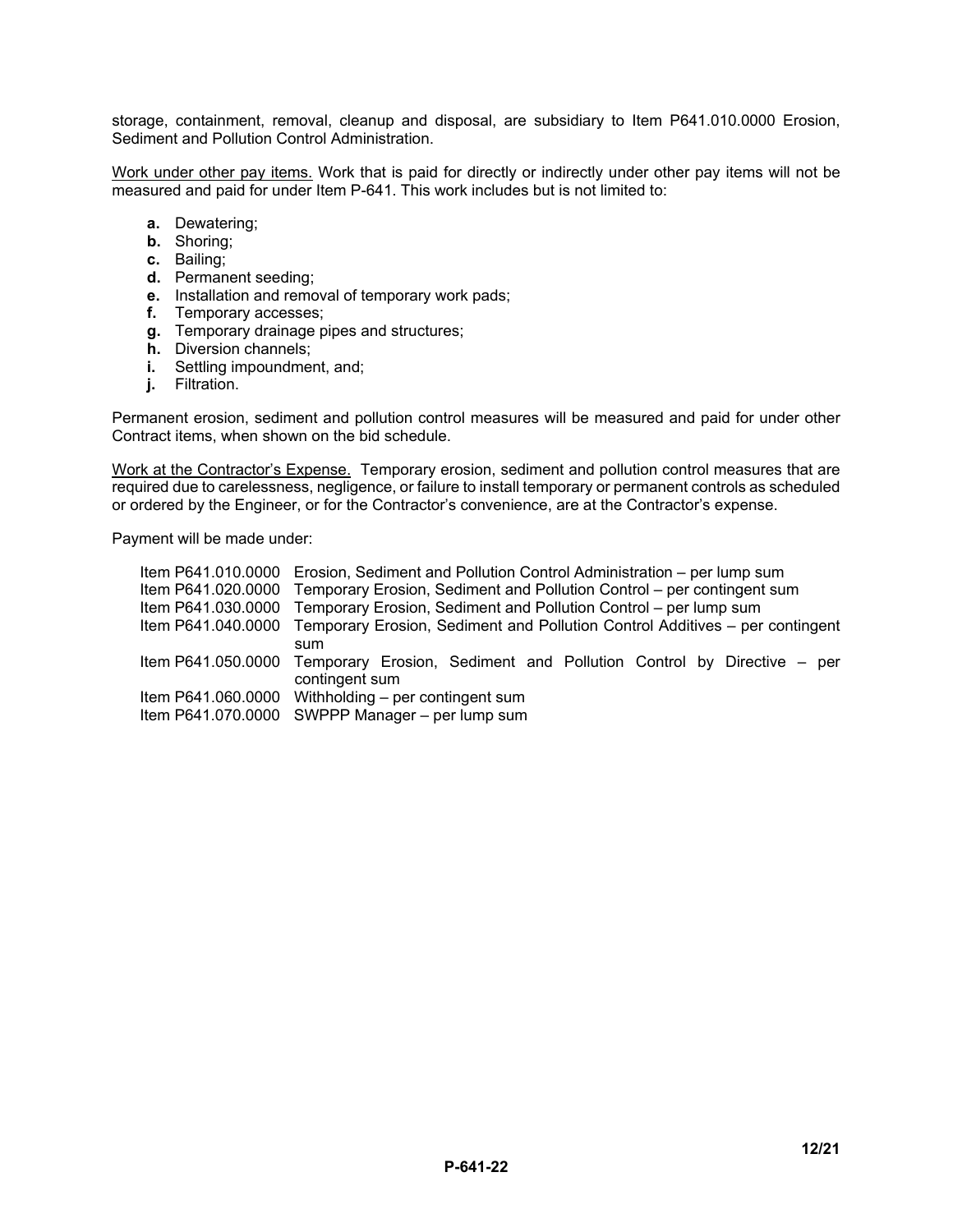storage, containment, removal, cleanup and disposal, are subsidiary to Item P641.010.0000 Erosion, Sediment and Pollution Control Administration.

Work under other pay items. Work that is paid for directly or indirectly under other pay items will not be measured and paid for under Item P-641. This work includes but is not limited to:

- **a.** Dewatering;
- **b.** Shoring;
- **c.** Bailing;
- **d.** Permanent seeding;
- **e.** Installation and removal of temporary work pads;
- **f.** Temporary accesses;
- **g.** Temporary drainage pipes and structures;
- **h.** Diversion channels;
- **i.** Settling impoundment, and;
- **j.** Filtration.

Permanent erosion, sediment and pollution control measures will be measured and paid for under other Contract items, when shown on the bid schedule.

Work at the Contractor's Expense. Temporary erosion, sediment and pollution control measures that are required due to carelessness, negligence, or failure to install temporary or permanent controls as scheduled or ordered by the Engineer, or for the Contractor's convenience, are at the Contractor's expense.

Payment will be made under:

| | |
|---|---|
| Item P641.010.0000 | Erosion, Sediment and Pollution Control Administration – per lump sum |
| Item P641.020.0000 | Temporary Erosion, Sediment and Pollution Control – per contingent sum |
| Item P641.030.0000 | Temporary Erosion, Sediment and Pollution Control – per lump sum |
| Item P641.040.0000 | Temporary Erosion, Sediment and Pollution Control Additives – per contingent sum |
| Item P641.050.0000 | Temporary Erosion, Sediment and Pollution Control by Directive – per contingent sum |
| Item P641.060.0000 | Withholding – per contingent sum |
| Item P641.070.0000 | SWPPP Manager – per lump sum |